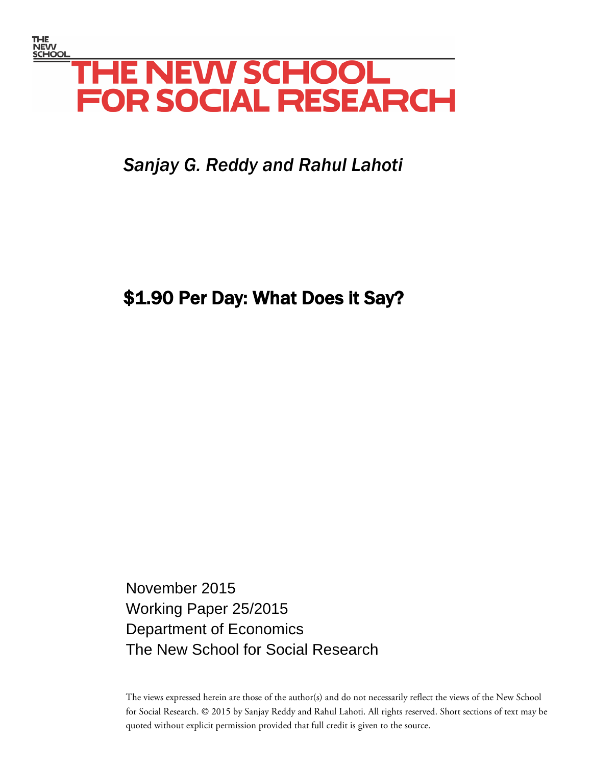THE NEW SCHOOL

# THE NEW SCHOOL FOR SOCIAL RESEARCH

*Sanjay G. Reddy and Rahul Lahoti*

## $1.90 Per Day: What Does it Say?

November 2015
Working Paper 25/2015
Department of Economics
The New School for Social Research

The views expressed herein are those of the author(s) and do not necessarily reflect the views of the New School for Social Research. © 2015 by Sanjay Reddy and Rahul Lahoti. All rights reserved. Short sections of text may be quoted without explicit permission provided that full credit is given to the source.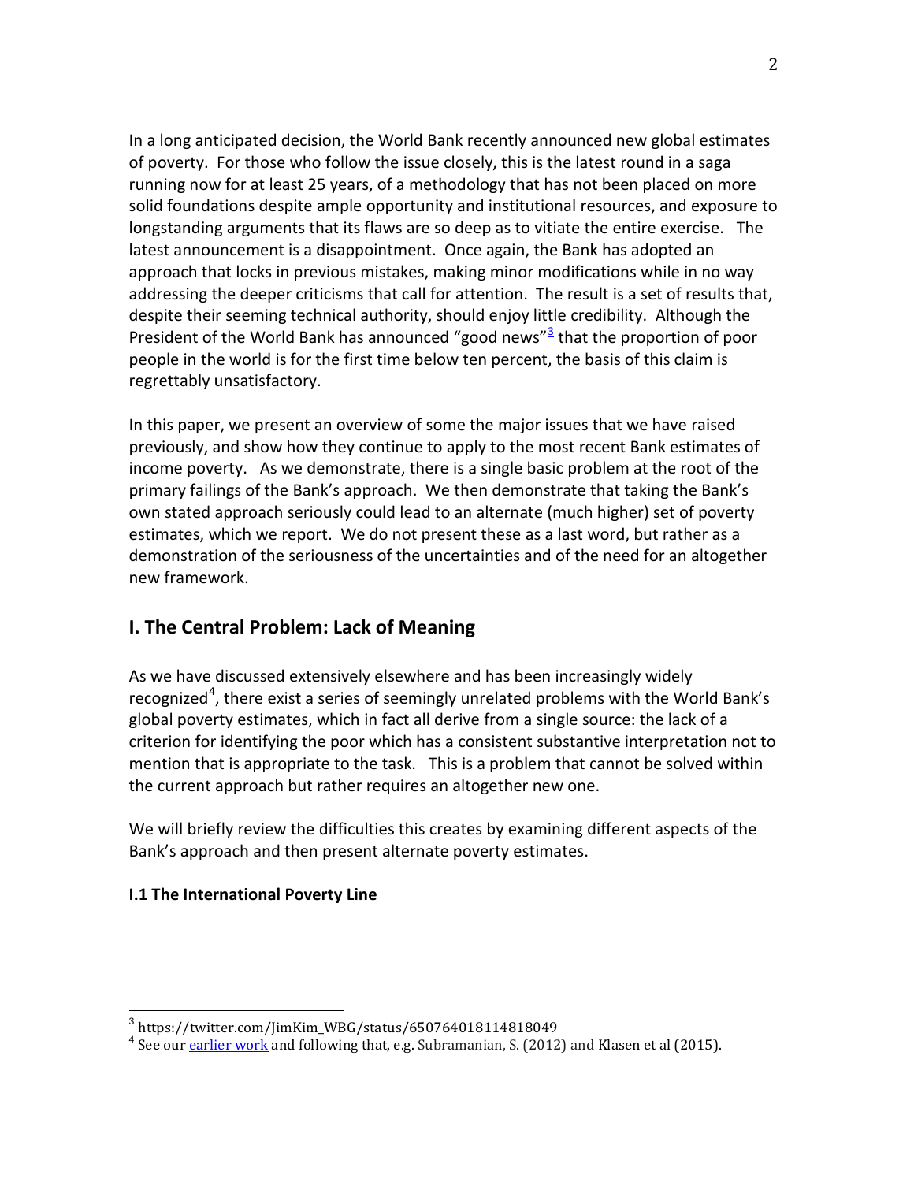In a long anticipated decision, the World Bank recently announced new global estimates of poverty. For those who follow the issue closely, this is the latest round in a saga running now for at least 25 years, of a methodology that has not been placed on more solid foundations despite ample opportunity and institutional resources, and exposure to longstanding arguments that its flaws are so deep as to vitiate the entire exercise. The latest announcement is a disappointment. Once again, the Bank has adopted an approach that locks in previous mistakes, making minor modifications while in no way addressing the deeper criticisms that call for attention. The result is a set of results that, despite their seeming technical authority, should enjoy little credibility. Although the President of the World Bank has announced "good news"[3] that the proportion of poor people in the world is for the first time below ten percent, the basis of this claim is regrettably unsatisfactory.

In this paper, we present an overview of some the major issues that we have raised previously, and show how they continue to apply to the most recent Bank estimates of income poverty. As we demonstrate, there is a single basic problem at the root of the primary failings of the Bank's approach. We then demonstrate that taking the Bank's own stated approach seriously could lead to an alternate (much higher) set of poverty estimates, which we report. We do not present these as a last word, but rather as a demonstration of the seriousness of the uncertainties and of the need for an altogether new framework.

## I. The Central Problem: Lack of Meaning

As we have discussed extensively elsewhere and has been increasingly widely recognized[4], there exist a series of seemingly unrelated problems with the World Bank's global poverty estimates, which in fact all derive from a single source: the lack of a criterion for identifying the poor which has a consistent substantive interpretation not to mention that is appropriate to the task. This is a problem that cannot be solved within the current approach but rather requires an altogether new one.

We will briefly review the difficulties this creates by examining different aspects of the Bank's approach and then present alternate poverty estimates.

### I.1 The International Poverty Line

---

[3] https://twitter.com/JimKim_WBG/status/650764018114818049

[4] See our earlier work and following that, e.g. Subramanian, S. (2012) and Klasen et al (2015).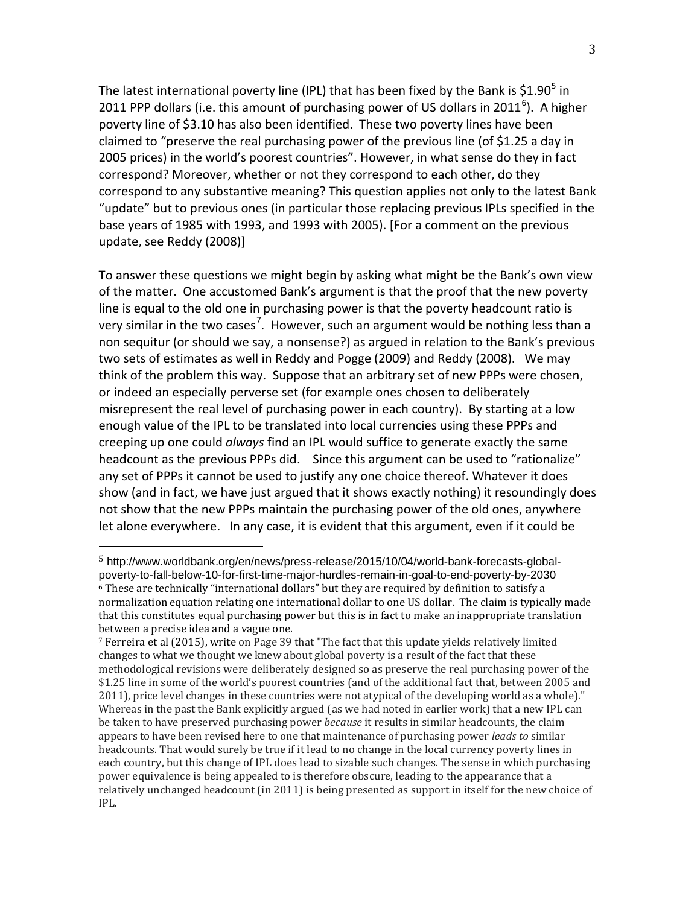The latest international poverty line (IPL) that has been fixed by the Bank is $1.90[5] in 2011 PPP dollars (i.e. this amount of purchasing power of US dollars in 2011[6]). A higher poverty line of $3.10 has also been identified. These two poverty lines have been claimed to "preserve the real purchasing power of the previous line (of $1.25 a day in 2005 prices) in the world's poorest countries". However, in what sense do they in fact correspond? Moreover, whether or not they correspond to each other, do they correspond to any substantive meaning? This question applies not only to the latest Bank "update" but to previous ones (in particular those replacing previous IPLs specified in the base years of 1985 with 1993, and 1993 with 2005). [For a comment on the previous update, see Reddy (2008)]

To answer these questions we might begin by asking what might be the Bank's own view of the matter. One accustomed Bank's argument is that the proof that the new poverty line is equal to the old one in purchasing power is that the poverty headcount ratio is very similar in the two cases[7]. However, such an argument would be nothing less than a non sequitur (or should we say, a nonsense?) as argued in relation to the Bank's previous two sets of estimates as well in Reddy and Pogge (2009) and Reddy (2008). We may think of the problem this way. Suppose that an arbitrary set of new PPPs were chosen, or indeed an especially perverse set (for example ones chosen to deliberately misrepresent the real level of purchasing power in each country). By starting at a low enough value of the IPL to be translated into local currencies using these PPPs and creeping up one could *always* find an IPL would suffice to generate exactly the same headcount as the previous PPPs did. Since this argument can be used to "rationalize" any set of PPPs it cannot be used to justify any one choice thereof. Whatever it does show (and in fact, we have just argued that it shows exactly nothing) it resoundingly does not show that the new PPPs maintain the purchasing power of the old ones, anywhere let alone everywhere. In any case, it is evident that this argument, even if it could be

---

[5] http://www.worldbank.org/en/news/press-release/2015/10/04/world-bank-forecasts-global-poverty-to-fall-below-10-for-first-time-major-hurdles-remain-in-goal-to-end-poverty-by-2030

[6] These are technically "international dollars" but they are required by definition to satisfy a normalization equation relating one international dollar to one US dollar. The claim is typically made that this constitutes equal purchasing power but this is in fact to make an inappropriate translation between a precise idea and a vague one.

[7] Ferreira et al (2015), write on Page 39 that "The fact that this update yields relatively limited changes to what we thought we knew about global poverty is a result of the fact that these methodological revisions were deliberately designed so as preserve the real purchasing power of the $1.25 line in some of the world's poorest countries (and of the additional fact that, between 2005 and 2011), price level changes in these countries were not atypical of the developing world as a whole)." Whereas in the past the Bank explicitly argued (as we had noted in earlier work) that a new IPL can be taken to have preserved purchasing power *because* it results in similar headcounts, the claim appears to have been revised here to one that maintenance of purchasing power *leads to* similar headcounts. That would surely be true if it lead to no change in the local currency poverty lines in each country, but this change of IPL does lead to sizable such changes. The sense in which purchasing power equivalence is being appealed to is therefore obscure, leading to the appearance that a relatively unchanged headcount (in 2011) is being presented as support in itself for the new choice of IPL.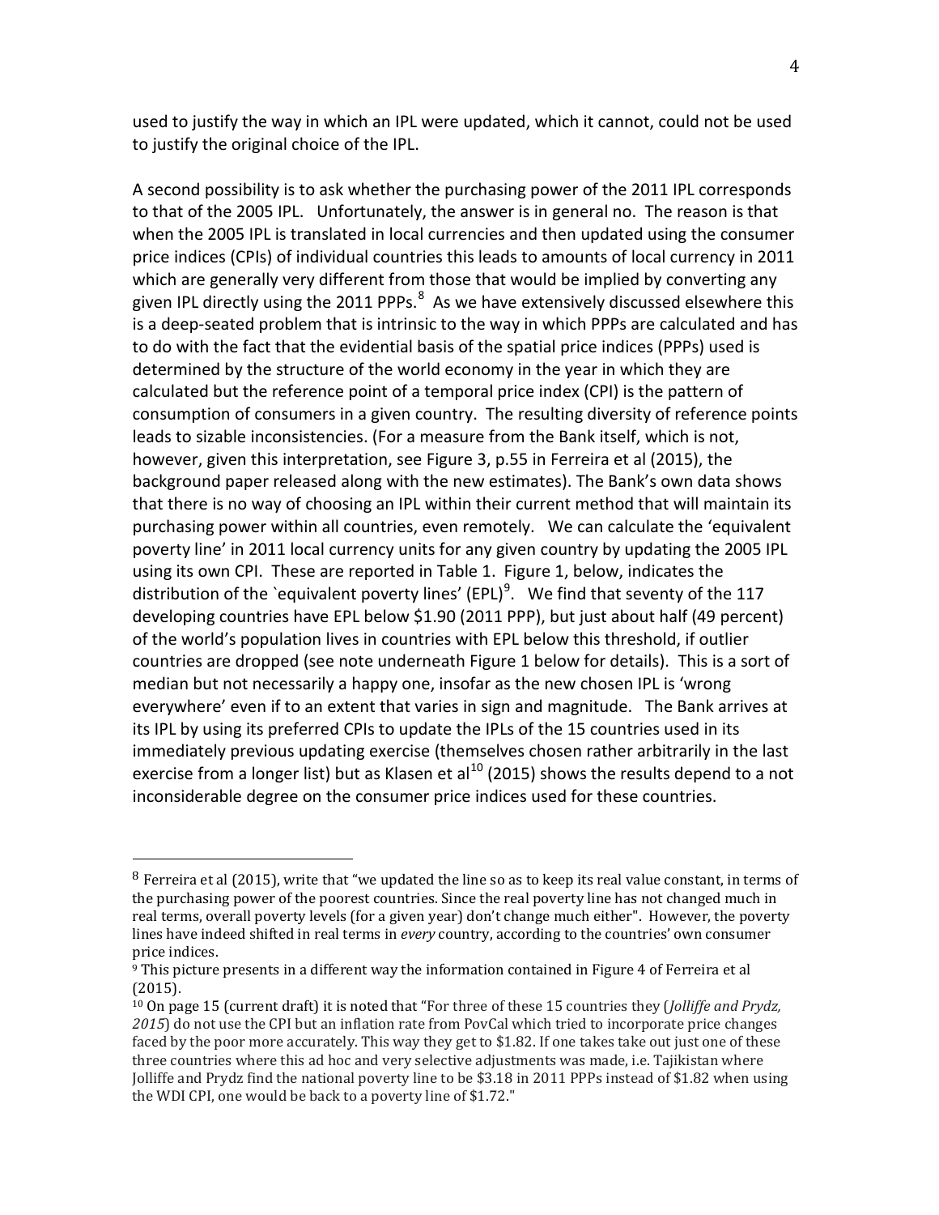used to justify the way in which an IPL were updated, which it cannot, could not be used to justify the original choice of the IPL.

A second possibility is to ask whether the purchasing power of the 2011 IPL corresponds to that of the 2005 IPL. Unfortunately, the answer is in general no. The reason is that when the 2005 IPL is translated in local currencies and then updated using the consumer price indices (CPIs) of individual countries this leads to amounts of local currency in 2011 which are generally very different from those that would be implied by converting any given IPL directly using the 2011 PPPs.[8] As we have extensively discussed elsewhere this is a deep-seated problem that is intrinsic to the way in which PPPs are calculated and has to do with the fact that the evidential basis of the spatial price indices (PPPs) used is determined by the structure of the world economy in the year in which they are calculated but the reference point of a temporal price index (CPI) is the pattern of consumption of consumers in a given country. The resulting diversity of reference points leads to sizable inconsistencies. (For a measure from the Bank itself, which is not, however, given this interpretation, see Figure 3, p.55 in Ferreira et al (2015), the background paper released along with the new estimates). The Bank's own data shows that there is no way of choosing an IPL within their current method that will maintain its purchasing power within all countries, even remotely. We can calculate the 'equivalent poverty line' in 2011 local currency units for any given country by updating the 2005 IPL using its own CPI. These are reported in Table 1. Figure 1, below, indicates the distribution of the `equivalent poverty lines' (EPL)[9]. We find that seventy of the 117 developing countries have EPL below \$1.90 (2011 PPP), but just about half (49 percent) of the world's population lives in countries with EPL below this threshold, if outlier countries are dropped (see note underneath Figure 1 below for details). This is a sort of median but not necessarily a happy one, insofar as the new chosen IPL is 'wrong everywhere' even if to an extent that varies in sign and magnitude. The Bank arrives at its IPL by using its preferred CPIs to update the IPLs of the 15 countries used in its immediately previous updating exercise (themselves chosen rather arbitrarily in the last exercise from a longer list) but as Klasen et al[10] (2015) shows the results depend to a not inconsiderable degree on the consumer price indices used for these countries.

---

[8] Ferreira et al (2015), write that "we updated the line so as to keep its real value constant, in terms of the purchasing power of the poorest countries. Since the real poverty line has not changed much in real terms, overall poverty levels (for a given year) don't change much either". However, the poverty lines have indeed shifted in real terms in *every* country, according to the countries' own consumer price indices.

[9] This picture presents in a different way the information contained in Figure 4 of Ferreira et al (2015).

[10] On page 15 (current draft) it is noted that "For three of these 15 countries they (*Jolliffe and Prydz, 2015*) do not use the CPI but an inflation rate from PovCal which tried to incorporate price changes faced by the poor more accurately. This way they get to \$1.82. If one takes take out just one of these three countries where this ad hoc and very selective adjustments was made, i.e. Tajikistan where Jolliffe and Prydz find the national poverty line to be \$3.18 in 2011 PPPs instead of \$1.82 when using the WDI CPI, one would be back to a poverty line of \$1.72."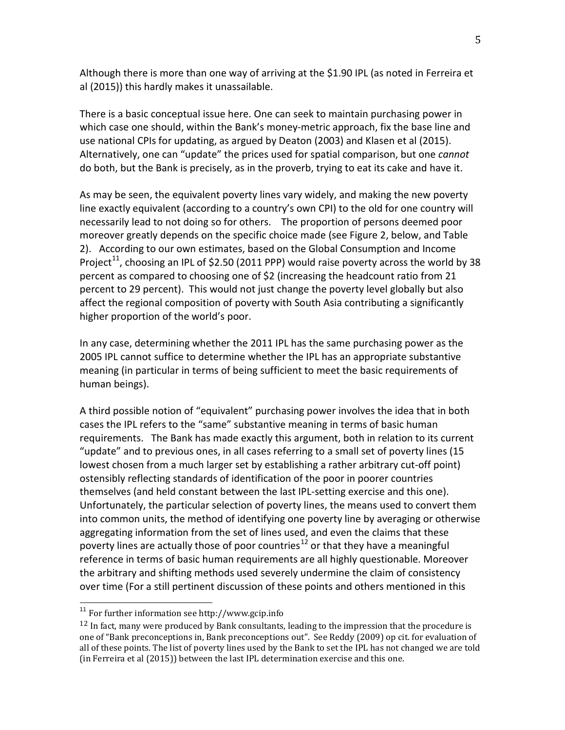Although there is more than one way of arriving at the $1.90 IPL (as noted in Ferreira et al (2015)) this hardly makes it unassailable.

There is a basic conceptual issue here. One can seek to maintain purchasing power in which case one should, within the Bank's money-metric approach, fix the base line and use national CPIs for updating, as argued by Deaton (2003) and Klasen et al (2015). Alternatively, one can "update" the prices used for spatial comparison, but one *cannot* do both, but the Bank is precisely, as in the proverb, trying to eat its cake and have it.

As may be seen, the equivalent poverty lines vary widely, and making the new poverty line exactly equivalent (according to a country's own CPI) to the old for one country will necessarily lead to not doing so for others. The proportion of persons deemed poor moreover greatly depends on the specific choice made (see Figure 2, below, and Table 2). According to our own estimates, based on the Global Consumption and Income Project[11], choosing an IPL of $2.50 (2011 PPP) would raise poverty across the world by 38 percent as compared to choosing one of $2 (increasing the headcount ratio from 21 percent to 29 percent). This would not just change the poverty level globally but also affect the regional composition of poverty with South Asia contributing a significantly higher proportion of the world's poor.

In any case, determining whether the 2011 IPL has the same purchasing power as the 2005 IPL cannot suffice to determine whether the IPL has an appropriate substantive meaning (in particular in terms of being sufficient to meet the basic requirements of human beings).

A third possible notion of "equivalent" purchasing power involves the idea that in both cases the IPL refers to the "same" substantive meaning in terms of basic human requirements. The Bank has made exactly this argument, both in relation to its current "update" and to previous ones, in all cases referring to a small set of poverty lines (15 lowest chosen from a much larger set by establishing a rather arbitrary cut-off point) ostensibly reflecting standards of identification of the poor in poorer countries themselves (and held constant between the last IPL-setting exercise and this one). Unfortunately, the particular selection of poverty lines, the means used to convert them into common units, the method of identifying one poverty line by averaging or otherwise aggregating information from the set of lines used, and even the claims that these poverty lines are actually those of poor countries[12] or that they have a meaningful reference in terms of basic human requirements are all highly questionable. Moreover the arbitrary and shifting methods used severely undermine the claim of consistency over time (For a still pertinent discussion of these points and others mentioned in this

---

[11] For further information see http://www.gcip.info

[12] In fact, many were produced by Bank consultants, leading to the impression that the procedure is one of "Bank preconceptions in, Bank preconceptions out". See Reddy (2009) op cit. for evaluation of all of these points. The list of poverty lines used by the Bank to set the IPL has not changed we are told (in Ferreira et al (2015)) between the last IPL determination exercise and this one.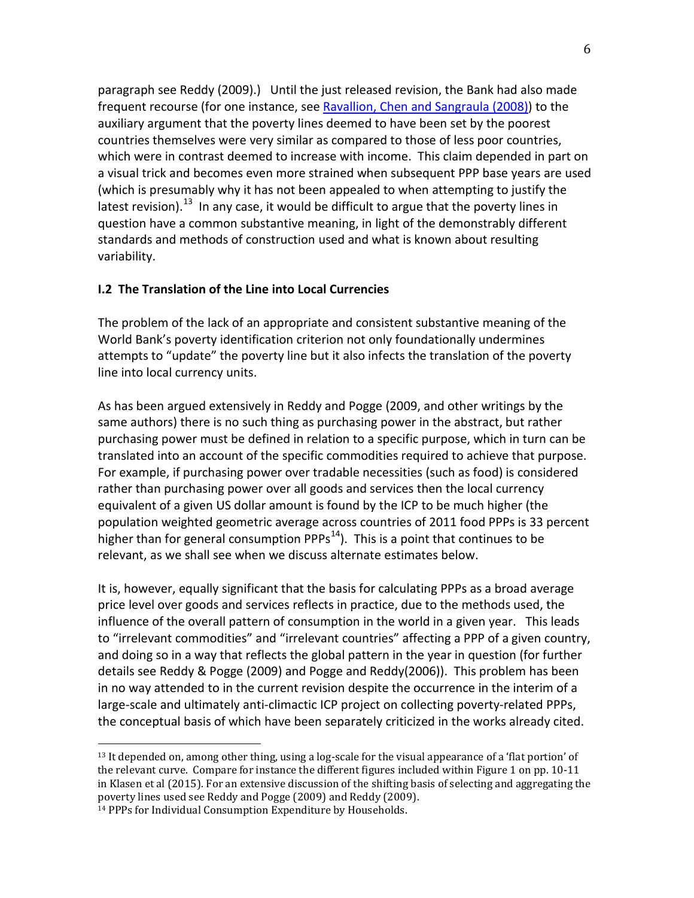paragraph see Reddy (2009).) Until the just released revision, the Bank had also made frequent recourse (for one instance, see Ravallion, Chen and Sangraula (2008)) to the auxiliary argument that the poverty lines deemed to have been set by the poorest countries themselves were very similar as compared to those of less poor countries, which were in contrast deemed to increase with income. This claim depended in part on a visual trick and becomes even more strained when subsequent PPP base years are used (which is presumably why it has not been appealed to when attempting to justify the latest revision).[13] In any case, it would be difficult to argue that the poverty lines in question have a common substantive meaning, in light of the demonstrably different standards and methods of construction used and what is known about resulting variability.

### I.2 The Translation of the Line into Local Currencies

The problem of the lack of an appropriate and consistent substantive meaning of the World Bank's poverty identification criterion not only foundationally undermines attempts to "update" the poverty line but it also infects the translation of the poverty line into local currency units.

As has been argued extensively in Reddy and Pogge (2009, and other writings by the same authors) there is no such thing as purchasing power in the abstract, but rather purchasing power must be defined in relation to a specific purpose, which in turn can be translated into an account of the specific commodities required to achieve that purpose. For example, if purchasing power over tradable necessities (such as food) is considered rather than purchasing power over all goods and services then the local currency equivalent of a given US dollar amount is found by the ICP to be much higher (the population weighted geometric average across countries of 2011 food PPPs is 33 percent higher than for general consumption PPPs[14]). This is a point that continues to be relevant, as we shall see when we discuss alternate estimates below.

It is, however, equally significant that the basis for calculating PPPs as a broad average price level over goods and services reflects in practice, due to the methods used, the influence of the overall pattern of consumption in the world in a given year. This leads to "irrelevant commodities" and "irrelevant countries" affecting a PPP of a given country, and doing so in a way that reflects the global pattern in the year in question (for further details see Reddy & Pogge (2009) and Pogge and Reddy(2006)). This problem has been in no way attended to in the current revision despite the occurrence in the interim of a large-scale and ultimately anti-climactic ICP project on collecting poverty-related PPPs, the conceptual basis of which have been separately criticized in the works already cited.

---

[13] It depended on, among other thing, using a log-scale for the visual appearance of a 'flat portion' of the relevant curve. Compare for instance the different figures included within Figure 1 on pp. 10-11 in Klasen et al (2015). For an extensive discussion of the shifting basis of selecting and aggregating the poverty lines used see Reddy and Pogge (2009) and Reddy (2009).

[14] PPPs for Individual Consumption Expenditure by Households.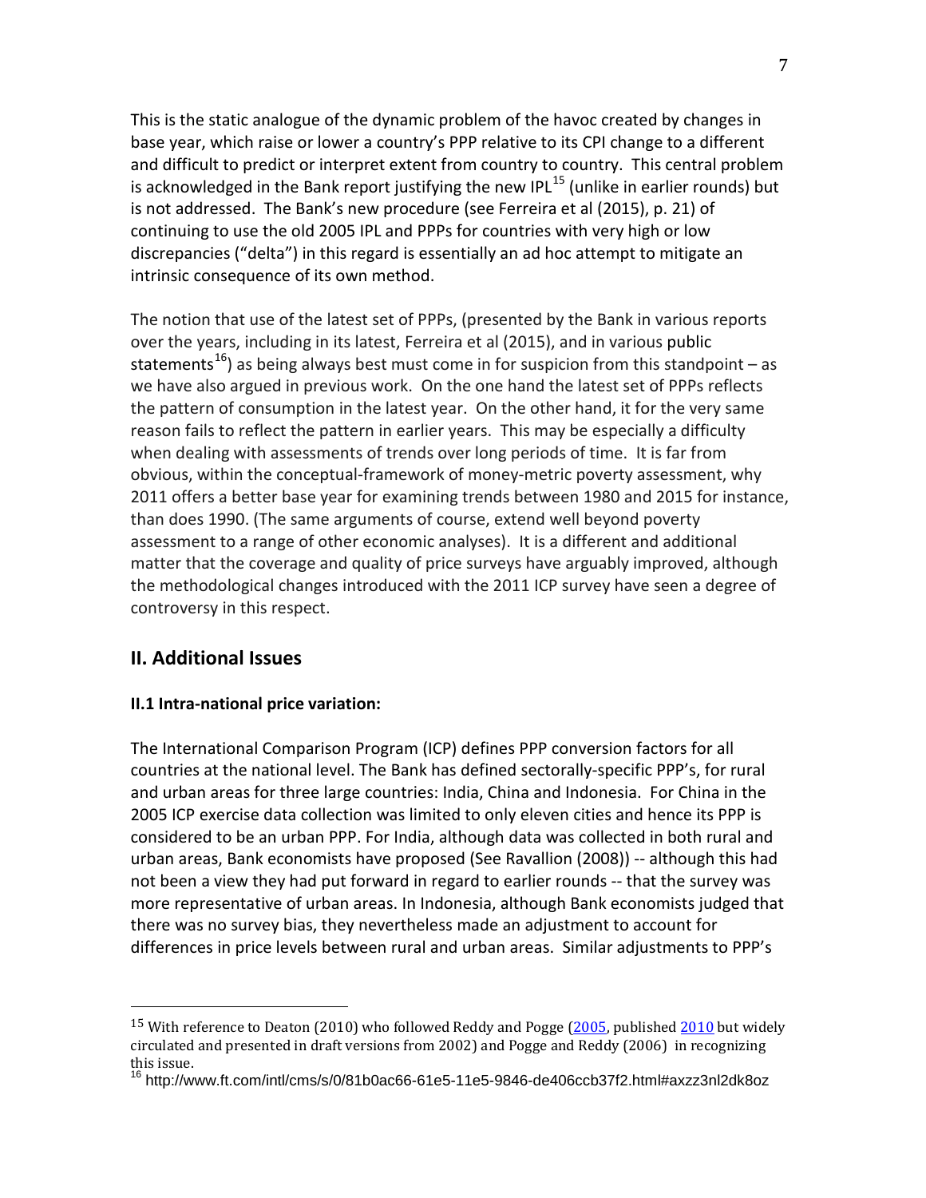This is the static analogue of the dynamic problem of the havoc created by changes in base year, which raise or lower a country's PPP relative to its CPI change to a different and difficult to predict or interpret extent from country to country. This central problem is acknowledged in the Bank report justifying the new IPL[15] (unlike in earlier rounds) but is not addressed. The Bank's new procedure (see Ferreira et al (2015), p. 21) of continuing to use the old 2005 IPL and PPPs for countries with very high or low discrepancies ("delta") in this regard is essentially an ad hoc attempt to mitigate an intrinsic consequence of its own method.

The notion that use of the latest set of PPPs, (presented by the Bank in various reports over the years, including in its latest, Ferreira et al (2015), and in various public statements[16]) as being always best must come in for suspicion from this standpoint – as we have also argued in previous work. On the one hand the latest set of PPPs reflects the pattern of consumption in the latest year. On the other hand, it for the very same reason fails to reflect the pattern in earlier years. This may be especially a difficulty when dealing with assessments of trends over long periods of time. It is far from obvious, within the conceptual-framework of money-metric poverty assessment, why 2011 offers a better base year for examining trends between 1980 and 2015 for instance, than does 1990. (The same arguments of course, extend well beyond poverty assessment to a range of other economic analyses). It is a different and additional matter that the coverage and quality of price surveys have arguably improved, although the methodological changes introduced with the 2011 ICP survey have seen a degree of controversy in this respect.

## II. Additional Issues

### II.1 Intra-national price variation:

The International Comparison Program (ICP) defines PPP conversion factors for all countries at the national level. The Bank has defined sectorally-specific PPP's, for rural and urban areas for three large countries: India, China and Indonesia. For China in the 2005 ICP exercise data collection was limited to only eleven cities and hence its PPP is considered to be an urban PPP. For India, although data was collected in both rural and urban areas, Bank economists have proposed (See Ravallion (2008)) -- although this had not been a view they had put forward in regard to earlier rounds -- that the survey was more representative of urban areas. In Indonesia, although Bank economists judged that there was no survey bias, they nevertheless made an adjustment to account for differences in price levels between rural and urban areas. Similar adjustments to PPP's

---

[15] With reference to Deaton (2010) who followed Reddy and Pogge (2005, published 2010 but widely circulated and presented in draft versions from 2002) and Pogge and Reddy (2006) in recognizing this issue.

[16] http://www.ft.com/intl/cms/s/0/81b0ac66-61e5-11e5-9846-de406ccb37f2.html#axzz3nl2dk8oz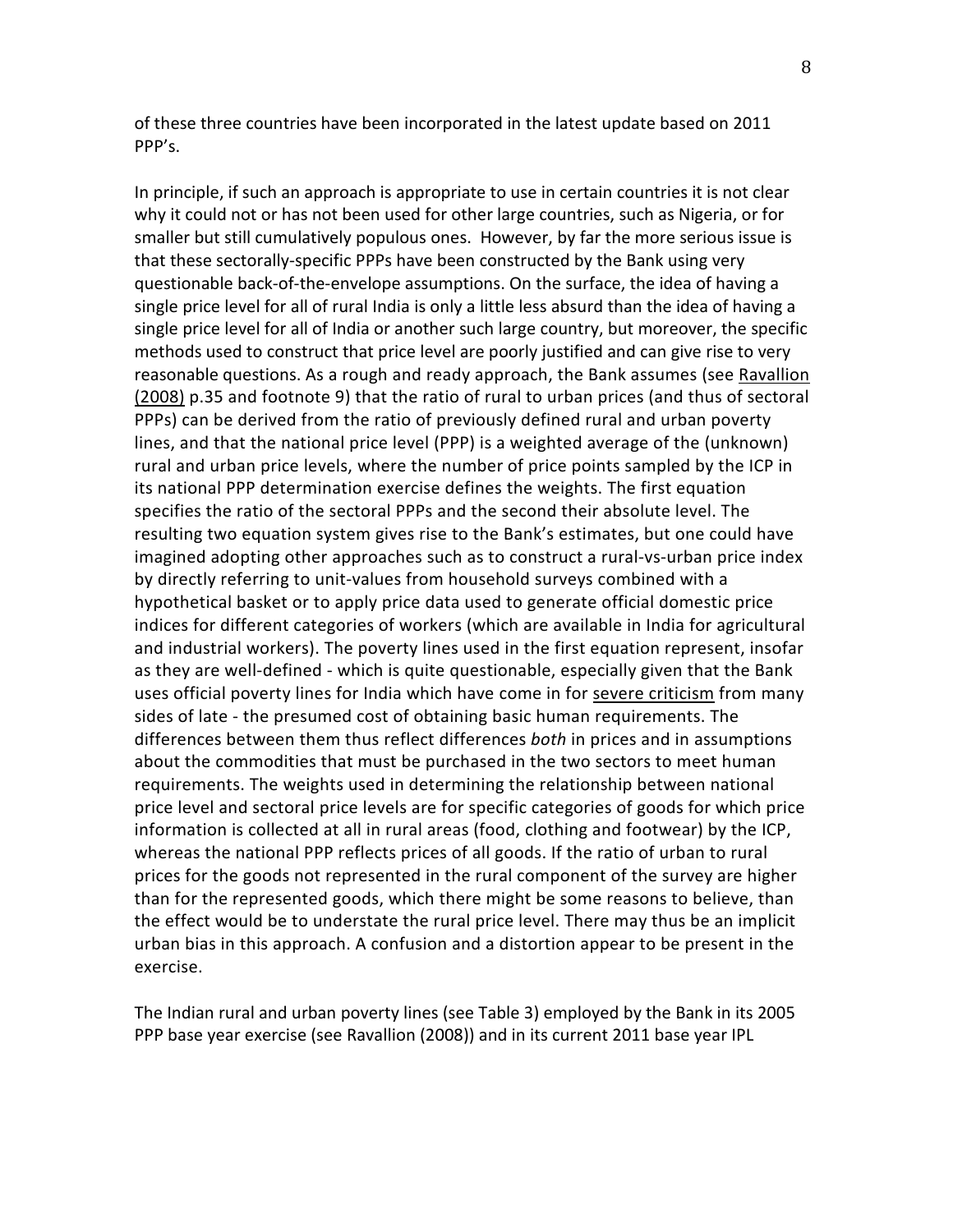of these three countries have been incorporated in the latest update based on 2011 PPP's.

In principle, if such an approach is appropriate to use in certain countries it is not clear why it could not or has not been used for other large countries, such as Nigeria, or for smaller but still cumulatively populous ones. However, by far the more serious issue is that these sectorally-specific PPPs have been constructed by the Bank using very questionable back-of-the-envelope assumptions. On the surface, the idea of having a single price level for all of rural India is only a little less absurd than the idea of having a single price level for all of India or another such large country, but moreover, the specific methods used to construct that price level are poorly justified and can give rise to very reasonable questions. As a rough and ready approach, the Bank assumes (see Ravallion (2008) p.35 and footnote 9) that the ratio of rural to urban prices (and thus of sectoral PPPs) can be derived from the ratio of previously defined rural and urban poverty lines, and that the national price level (PPP) is a weighted average of the (unknown) rural and urban price levels, where the number of price points sampled by the ICP in its national PPP determination exercise defines the weights. The first equation specifies the ratio of the sectoral PPPs and the second their absolute level. The resulting two equation system gives rise to the Bank's estimates, but one could have imagined adopting other approaches such as to construct a rural-vs-urban price index by directly referring to unit-values from household surveys combined with a hypothetical basket or to apply price data used to generate official domestic price indices for different categories of workers (which are available in India for agricultural and industrial workers). The poverty lines used in the first equation represent, insofar as they are well-defined - which is quite questionable, especially given that the Bank uses official poverty lines for India which have come in for severe criticism from many sides of late - the presumed cost of obtaining basic human requirements. The differences between them thus reflect differences *both* in prices and in assumptions about the commodities that must be purchased in the two sectors to meet human requirements. The weights used in determining the relationship between national price level and sectoral price levels are for specific categories of goods for which price information is collected at all in rural areas (food, clothing and footwear) by the ICP, whereas the national PPP reflects prices of all goods. If the ratio of urban to rural prices for the goods not represented in the rural component of the survey are higher than for the represented goods, which there might be some reasons to believe, than the effect would be to understate the rural price level. There may thus be an implicit urban bias in this approach. A confusion and a distortion appear to be present in the exercise.

The Indian rural and urban poverty lines (see Table 3) employed by the Bank in its 2005 PPP base year exercise (see Ravallion (2008)) and in its current 2011 base year IPL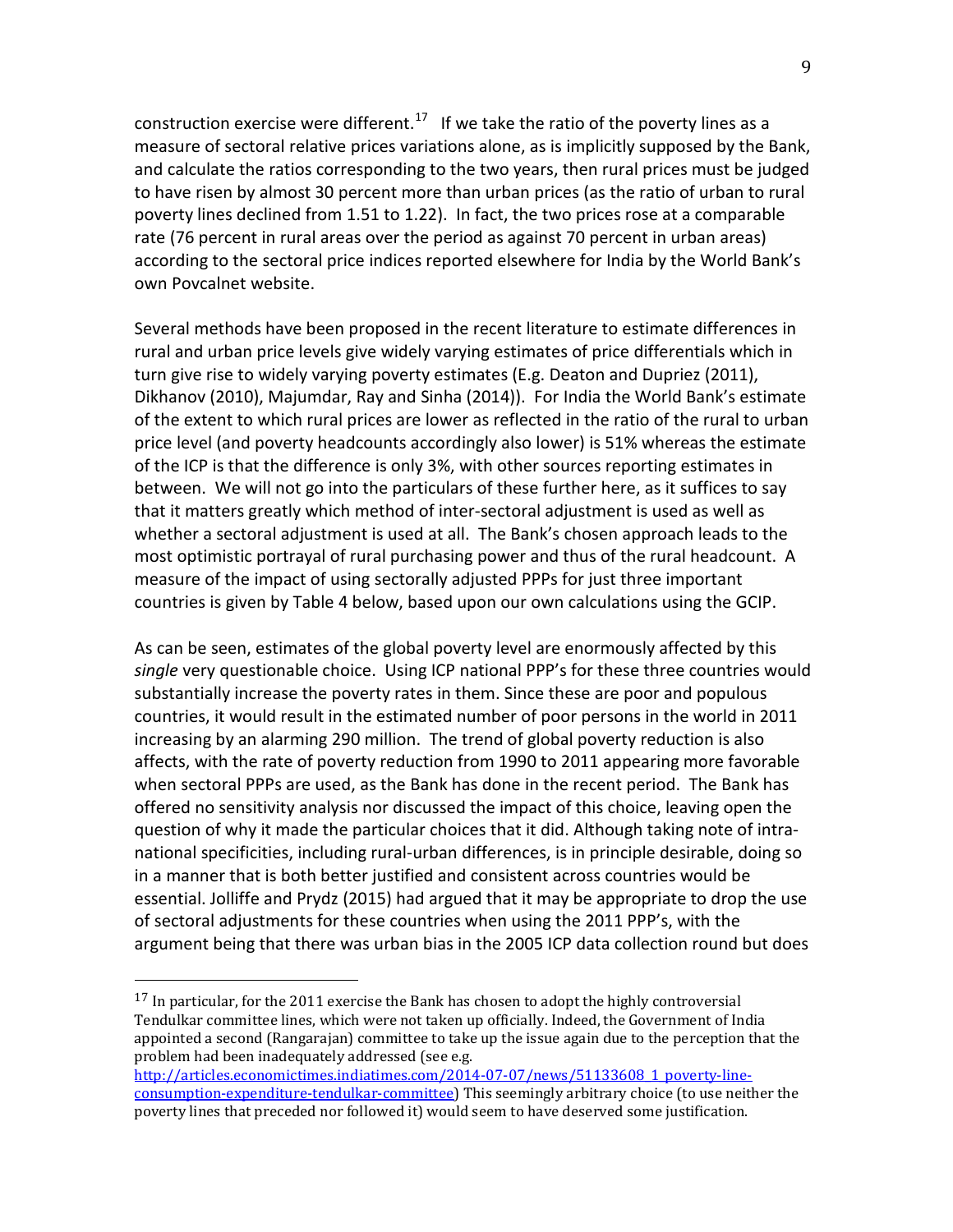construction exercise were different.[17] If we take the ratio of the poverty lines as a measure of sectoral relative prices variations alone, as is implicitly supposed by the Bank, and calculate the ratios corresponding to the two years, then rural prices must be judged to have risen by almost 30 percent more than urban prices (as the ratio of urban to rural poverty lines declined from 1.51 to 1.22). In fact, the two prices rose at a comparable rate (76 percent in rural areas over the period as against 70 percent in urban areas) according to the sectoral price indices reported elsewhere for India by the World Bank's own Povcalnet website.

Several methods have been proposed in the recent literature to estimate differences in rural and urban price levels give widely varying estimates of price differentials which in turn give rise to widely varying poverty estimates (E.g. Deaton and Dupriez (2011), Dikhanov (2010), Majumdar, Ray and Sinha (2014)). For India the World Bank's estimate of the extent to which rural prices are lower as reflected in the ratio of the rural to urban price level (and poverty headcounts accordingly also lower) is 51% whereas the estimate of the ICP is that the difference is only 3%, with other sources reporting estimates in between. We will not go into the particulars of these further here, as it suffices to say that it matters greatly which method of inter-sectoral adjustment is used as well as whether a sectoral adjustment is used at all. The Bank's chosen approach leads to the most optimistic portrayal of rural purchasing power and thus of the rural headcount. A measure of the impact of using sectorally adjusted PPPs for just three important countries is given by Table 4 below, based upon our own calculations using the GCIP.

As can be seen, estimates of the global poverty level are enormously affected by this *single* very questionable choice. Using ICP national PPP's for these three countries would substantially increase the poverty rates in them. Since these are poor and populous countries, it would result in the estimated number of poor persons in the world in 2011 increasing by an alarming 290 million. The trend of global poverty reduction is also affects, with the rate of poverty reduction from 1990 to 2011 appearing more favorable when sectoral PPPs are used, as the Bank has done in the recent period. The Bank has offered no sensitivity analysis nor discussed the impact of this choice, leaving open the question of why it made the particular choices that it did. Although taking note of intra-national specificities, including rural-urban differences, is in principle desirable, doing so in a manner that is both better justified and consistent across countries would be essential. Jolliffe and Prydz (2015) had argued that it may be appropriate to drop the use of sectoral adjustments for these countries when using the 2011 PPP's, with the argument being that there was urban bias in the 2005 ICP data collection round but does

---

[17] In particular, for the 2011 exercise the Bank has chosen to adopt the highly controversial Tendulkar committee lines, which were not taken up officially. Indeed, the Government of India appointed a second (Rangarajan) committee to take up the issue again due to the perception that the problem had been inadequately addressed (see e.g. http://articles.economictimes.indiatimes.com/2014-07-07/news/51133608_1_poverty-line-consumption-expenditure-tendulkar-committee) This seemingly arbitrary choice (to use neither the poverty lines that preceded nor followed it) would seem to have deserved some justification.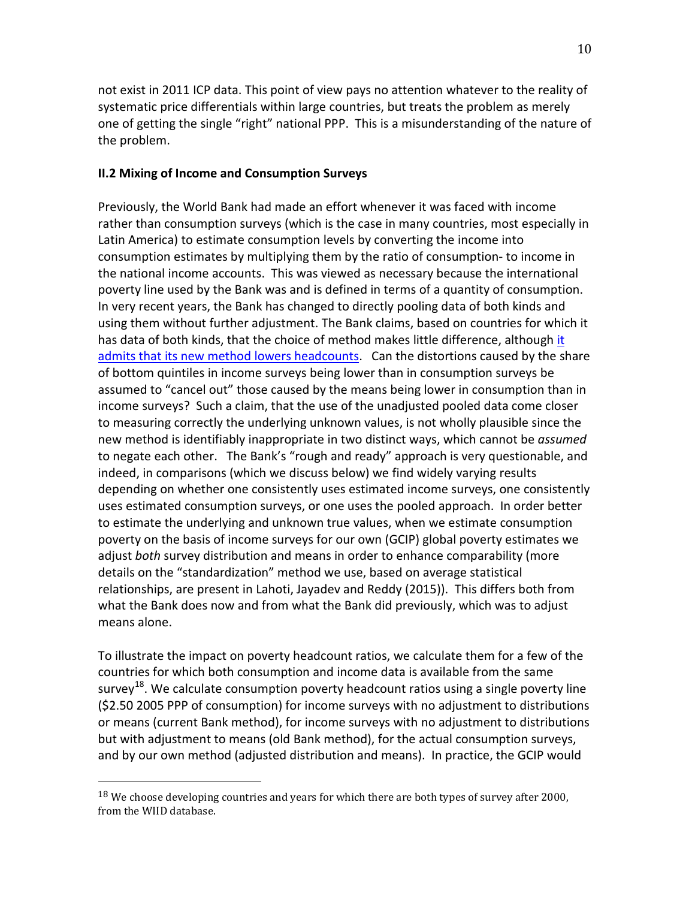not exist in 2011 ICP data. This point of view pays no attention whatever to the reality of systematic price differentials within large countries, but treats the problem as merely one of getting the single "right" national PPP. This is a misunderstanding of the nature of the problem.

### II.2 Mixing of Income and Consumption Surveys

Previously, the World Bank had made an effort whenever it was faced with income rather than consumption surveys (which is the case in many countries, most especially in Latin America) to estimate consumption levels by converting the income into consumption estimates by multiplying them by the ratio of consumption- to income in the national income accounts. This was viewed as necessary because the international poverty line used by the Bank was and is defined in terms of a quantity of consumption. In very recent years, the Bank has changed to directly pooling data of both kinds and using them without further adjustment. The Bank claims, based on countries for which it has data of both kinds, that the choice of method makes little difference, although it admits that its new method lowers headcounts. Can the distortions caused by the share of bottom quintiles in income surveys being lower than in consumption surveys be assumed to "cancel out" those caused by the means being lower in consumption than in income surveys? Such a claim, that the use of the unadjusted pooled data come closer to measuring correctly the underlying unknown values, is not wholly plausible since the new method is identifiably inappropriate in two distinct ways, which cannot be *assumed* to negate each other. The Bank's "rough and ready" approach is very questionable, and indeed, in comparisons (which we discuss below) we find widely varying results depending on whether one consistently uses estimated income surveys, one consistently uses estimated consumption surveys, or one uses the pooled approach. In order better to estimate the underlying and unknown true values, when we estimate consumption poverty on the basis of income surveys for our own (GCIP) global poverty estimates we adjust *both* survey distribution and means in order to enhance comparability (more details on the "standardization" method we use, based on average statistical relationships, are present in Lahoti, Jayadev and Reddy (2015)). This differs both from what the Bank does now and from what the Bank did previously, which was to adjust means alone.

To illustrate the impact on poverty headcount ratios, we calculate them for a few of the countries for which both consumption and income data is available from the same survey[18]. We calculate consumption poverty headcount ratios using a single poverty line ($2.50 2005 PPP of consumption) for income surveys with no adjustment to distributions or means (current Bank method), for income surveys with no adjustment to distributions but with adjustment to means (old Bank method), for the actual consumption surveys, and by our own method (adjusted distribution and means). In practice, the GCIP would

[18] We choose developing countries and years for which there are both types of survey after 2000, from the WIID database.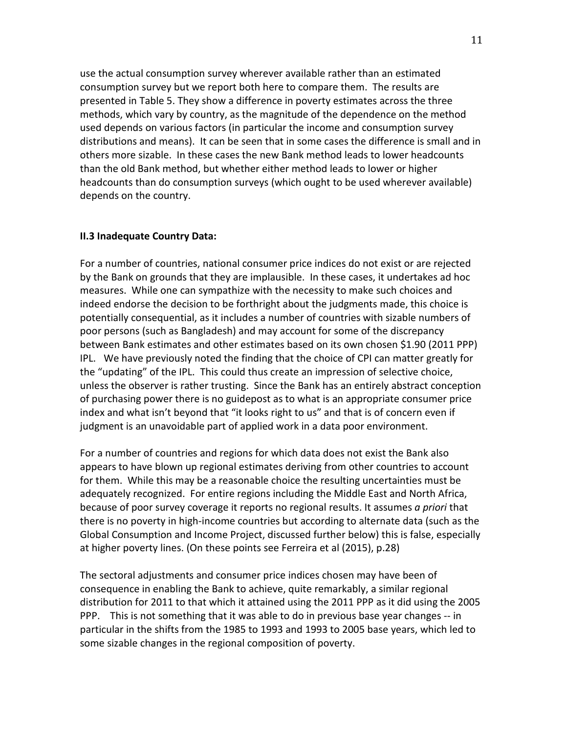use the actual consumption survey wherever available rather than an estimated consumption survey but we report both here to compare them. The results are presented in Table 5. They show a difference in poverty estimates across the three methods, which vary by country, as the magnitude of the dependence on the method used depends on various factors (in particular the income and consumption survey distributions and means). It can be seen that in some cases the difference is small and in others more sizable. In these cases the new Bank method leads to lower headcounts than the old Bank method, but whether either method leads to lower or higher headcounts than do consumption surveys (which ought to be used wherever available) depends on the country.

### II.3 Inadequate Country Data:

For a number of countries, national consumer price indices do not exist or are rejected by the Bank on grounds that they are implausible. In these cases, it undertakes ad hoc measures. While one can sympathize with the necessity to make such choices and indeed endorse the decision to be forthright about the judgments made, this choice is potentially consequential, as it includes a number of countries with sizable numbers of poor persons (such as Bangladesh) and may account for some of the discrepancy between Bank estimates and other estimates based on its own chosen $1.90 (2011 PPP) IPL. We have previously noted the finding that the choice of CPI can matter greatly for the "updating" of the IPL. This could thus create an impression of selective choice, unless the observer is rather trusting. Since the Bank has an entirely abstract conception of purchasing power there is no guidepost as to what is an appropriate consumer price index and what isn't beyond that "it looks right to us" and that is of concern even if judgment is an unavoidable part of applied work in a data poor environment.

For a number of countries and regions for which data does not exist the Bank also appears to have blown up regional estimates deriving from other countries to account for them. While this may be a reasonable choice the resulting uncertainties must be adequately recognized. For entire regions including the Middle East and North Africa, because of poor survey coverage it reports no regional results. It assumes *a priori* that there is no poverty in high-income countries but according to alternate data (such as the Global Consumption and Income Project, discussed further below) this is false, especially at higher poverty lines. (On these points see Ferreira et al (2015), p.28)

The sectoral adjustments and consumer price indices chosen may have been of consequence in enabling the Bank to achieve, quite remarkably, a similar regional distribution for 2011 to that which it attained using the 2011 PPP as it did using the 2005 PPP. This is not something that it was able to do in previous base year changes -- in particular in the shifts from the 1985 to 1993 and 1993 to 2005 base years, which led to some sizable changes in the regional composition of poverty.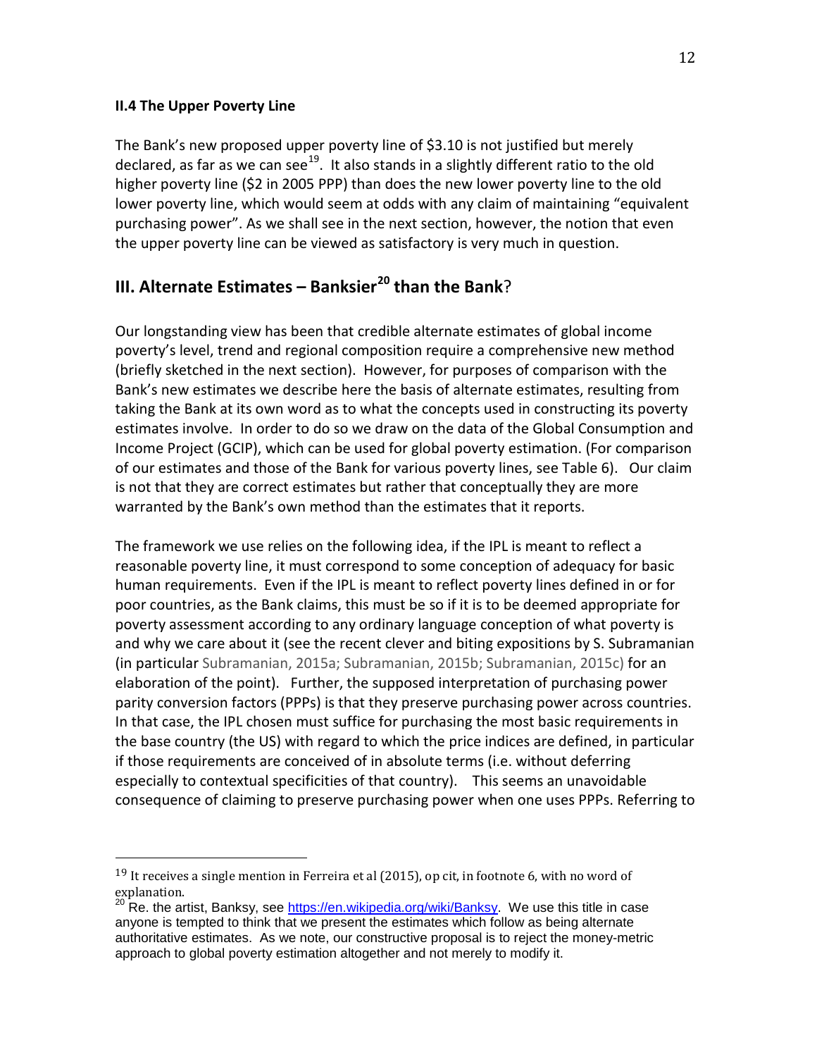### II.4 The Upper Poverty Line

The Bank's new proposed upper poverty line of $3.10 is not justified but merely declared, as far as we can see[19]. It also stands in a slightly different ratio to the old higher poverty line ($2 in 2005 PPP) than does the new lower poverty line to the old lower poverty line, which would seem at odds with any claim of maintaining "equivalent purchasing power". As we shall see in the next section, however, the notion that even the upper poverty line can be viewed as satisfactory is very much in question.

## III. Alternate Estimates – Banksier[20] than the Bank?

Our longstanding view has been that credible alternate estimates of global income poverty's level, trend and regional composition require a comprehensive new method (briefly sketched in the next section). However, for purposes of comparison with the Bank's new estimates we describe here the basis of alternate estimates, resulting from taking the Bank at its own word as to what the concepts used in constructing its poverty estimates involve. In order to do so we draw on the data of the Global Consumption and Income Project (GCIP), which can be used for global poverty estimation. (For comparison of our estimates and those of the Bank for various poverty lines, see Table 6). Our claim is not that they are correct estimates but rather that conceptually they are more warranted by the Bank's own method than the estimates that it reports.

The framework we use relies on the following idea, if the IPL is meant to reflect a reasonable poverty line, it must correspond to some conception of adequacy for basic human requirements. Even if the IPL is meant to reflect poverty lines defined in or for poor countries, as the Bank claims, this must be so if it is to be deemed appropriate for poverty assessment according to any ordinary language conception of what poverty is and why we care about it (see the recent clever and biting expositions by S. Subramanian (in particular Subramanian, 2015a; Subramanian, 2015b; Subramanian, 2015c) for an elaboration of the point). Further, the supposed interpretation of purchasing power parity conversion factors (PPPs) is that they preserve purchasing power across countries. In that case, the IPL chosen must suffice for purchasing the most basic requirements in the base country (the US) with regard to which the price indices are defined, in particular if those requirements are conceived of in absolute terms (i.e. without deferring especially to contextual specificities of that country). This seems an unavoidable consequence of claiming to preserve purchasing power when one uses PPPs. Referring to

---

[19] It receives a single mention in Ferreira et al (2015), op cit, in footnote 6, with no word of explanation.

[20] Re. the artist, Banksy, see https://en.wikipedia.org/wiki/Banksy. We use this title in case anyone is tempted to think that we present the estimates which follow as being alternate authoritative estimates. As we note, our constructive proposal is to reject the money-metric approach to global poverty estimation altogether and not merely to modify it.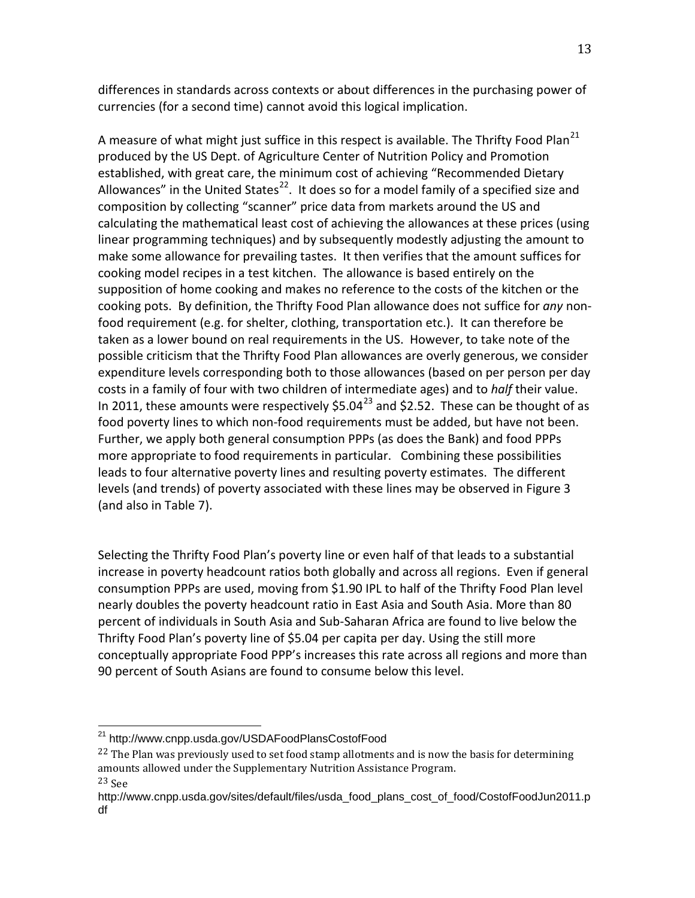differences in standards across contexts or about differences in the purchasing power of currencies (for a second time) cannot avoid this logical implication.

A measure of what might just suffice in this respect is available. The Thrifty Food Plan[21] produced by the US Dept. of Agriculture Center of Nutrition Policy and Promotion established, with great care, the minimum cost of achieving "Recommended Dietary Allowances" in the United States[22]. It does so for a model family of a specified size and composition by collecting "scanner" price data from markets around the US and calculating the mathematical least cost of achieving the allowances at these prices (using linear programming techniques) and by subsequently modestly adjusting the amount to make some allowance for prevailing tastes. It then verifies that the amount suffices for cooking model recipes in a test kitchen. The allowance is based entirely on the supposition of home cooking and makes no reference to the costs of the kitchen or the cooking pots. By definition, the Thrifty Food Plan allowance does not suffice for *any* non-food requirement (e.g. for shelter, clothing, transportation etc.). It can therefore be taken as a lower bound on real requirements in the US. However, to take note of the possible criticism that the Thrifty Food Plan allowances are overly generous, we consider expenditure levels corresponding both to those allowances (based on per person per day costs in a family of four with two children of intermediate ages) and to *half* their value. In 2011, these amounts were respectively $5.04[23] and $2.52. These can be thought of as food poverty lines to which non-food requirements must be added, but have not been. Further, we apply both general consumption PPPs (as does the Bank) and food PPPs more appropriate to food requirements in particular. Combining these possibilities leads to four alternative poverty lines and resulting poverty estimates. The different levels (and trends) of poverty associated with these lines may be observed in Figure 3 (and also in Table 7).

Selecting the Thrifty Food Plan's poverty line or even half of that leads to a substantial increase in poverty headcount ratios both globally and across all regions. Even if general consumption PPPs are used, moving from $1.90 IPL to half of the Thrifty Food Plan level nearly doubles the poverty headcount ratio in East Asia and South Asia. More than 80 percent of individuals in South Asia and Sub-Saharan Africa are found to live below the Thrifty Food Plan's poverty line of $5.04 per capita per day. Using the still more conceptually appropriate Food PPP's increases this rate across all regions and more than 90 percent of South Asians are found to consume below this level.

---

[21] http://www.cnpp.usda.gov/USDAFoodPlansCostofFood

[22] The Plan was previously used to set food stamp allotments and is now the basis for determining amounts allowed under the Supplementary Nutrition Assistance Program.

[23] See http://www.cnpp.usda.gov/sites/default/files/usda_food_plans_cost_of_food/CostofFoodJun2011.pdf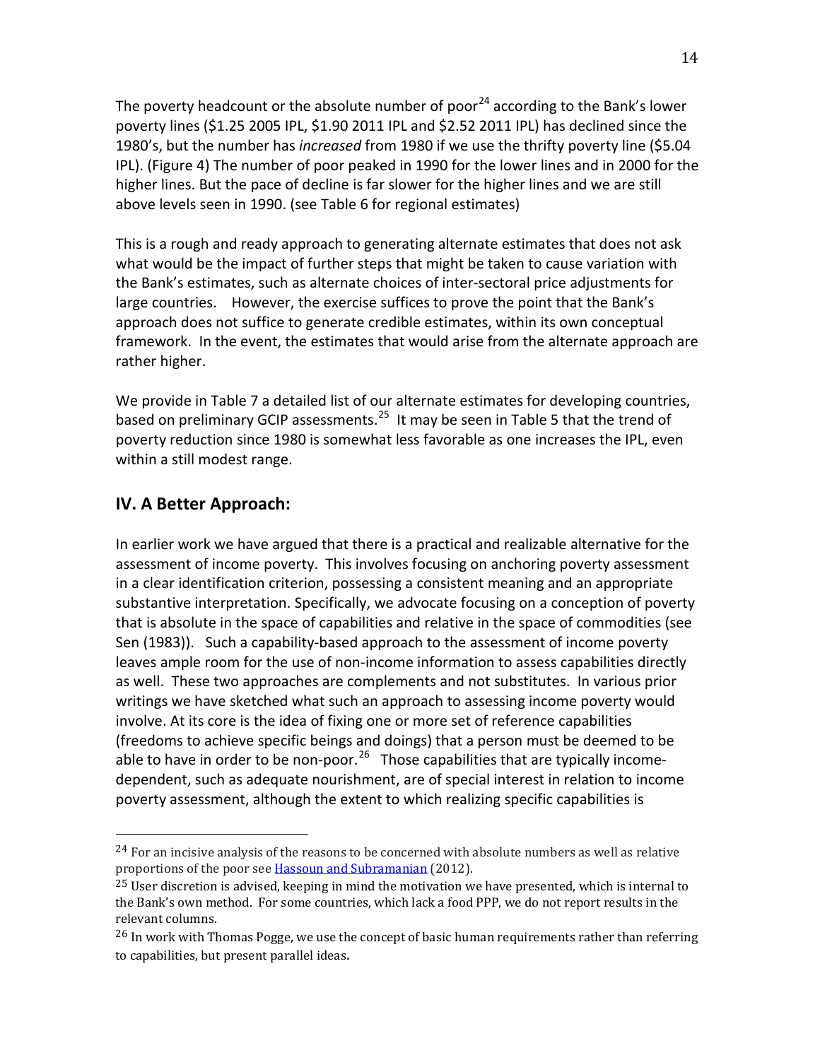The poverty headcount or the absolute number of poor[24] according to the Bank's lower poverty lines ($1.25 2005 IPL, $1.90 2011 IPL and $2.52 2011 IPL) has declined since the 1980's, but the number has *increased* from 1980 if we use the thrifty poverty line ($5.04 IPL). (Figure 4) The number of poor peaked in 1990 for the lower lines and in 2000 for the higher lines. But the pace of decline is far slower for the higher lines and we are still above levels seen in 1990. (see Table 6 for regional estimates)

This is a rough and ready approach to generating alternate estimates that does not ask what would be the impact of further steps that might be taken to cause variation with the Bank's estimates, such as alternate choices of inter-sectoral price adjustments for large countries. However, the exercise suffices to prove the point that the Bank's approach does not suffice to generate credible estimates, within its own conceptual framework. In the event, the estimates that would arise from the alternate approach are rather higher.

We provide in Table 7 a detailed list of our alternate estimates for developing countries, based on preliminary GCIP assessments.[25] It may be seen in Table 5 that the trend of poverty reduction since 1980 is somewhat less favorable as one increases the IPL, even within a still modest range.

## IV. A Better Approach:

In earlier work we have argued that there is a practical and realizable alternative for the assessment of income poverty. This involves focusing on anchoring poverty assessment in a clear identification criterion, possessing a consistent meaning and an appropriate substantive interpretation. Specifically, we advocate focusing on a conception of poverty that is absolute in the space of capabilities and relative in the space of commodities (see Sen (1983)). Such a capability-based approach to the assessment of income poverty leaves ample room for the use of non-income information to assess capabilities directly as well. These two approaches are complements and not substitutes. In various prior writings we have sketched what such an approach to assessing income poverty would involve. At its core is the idea of fixing one or more set of reference capabilities (freedoms to achieve specific beings and doings) that a person must be deemed to be able to have in order to be non-poor.[26] Those capabilities that are typically income-dependent, such as adequate nourishment, are of special interest in relation to income poverty assessment, although the extent to which realizing specific capabilities is

---

[24] For an incisive analysis of the reasons to be concerned with absolute numbers as well as relative proportions of the poor see Hassoun and Subramanian (2012).

[25] User discretion is advised, keeping in mind the motivation we have presented, which is internal to the Bank's own method. For some countries, which lack a food PPP, we do not report results in the relevant columns.

[26] In work with Thomas Pogge, we use the concept of basic human requirements rather than referring to capabilities, but present parallel ideas.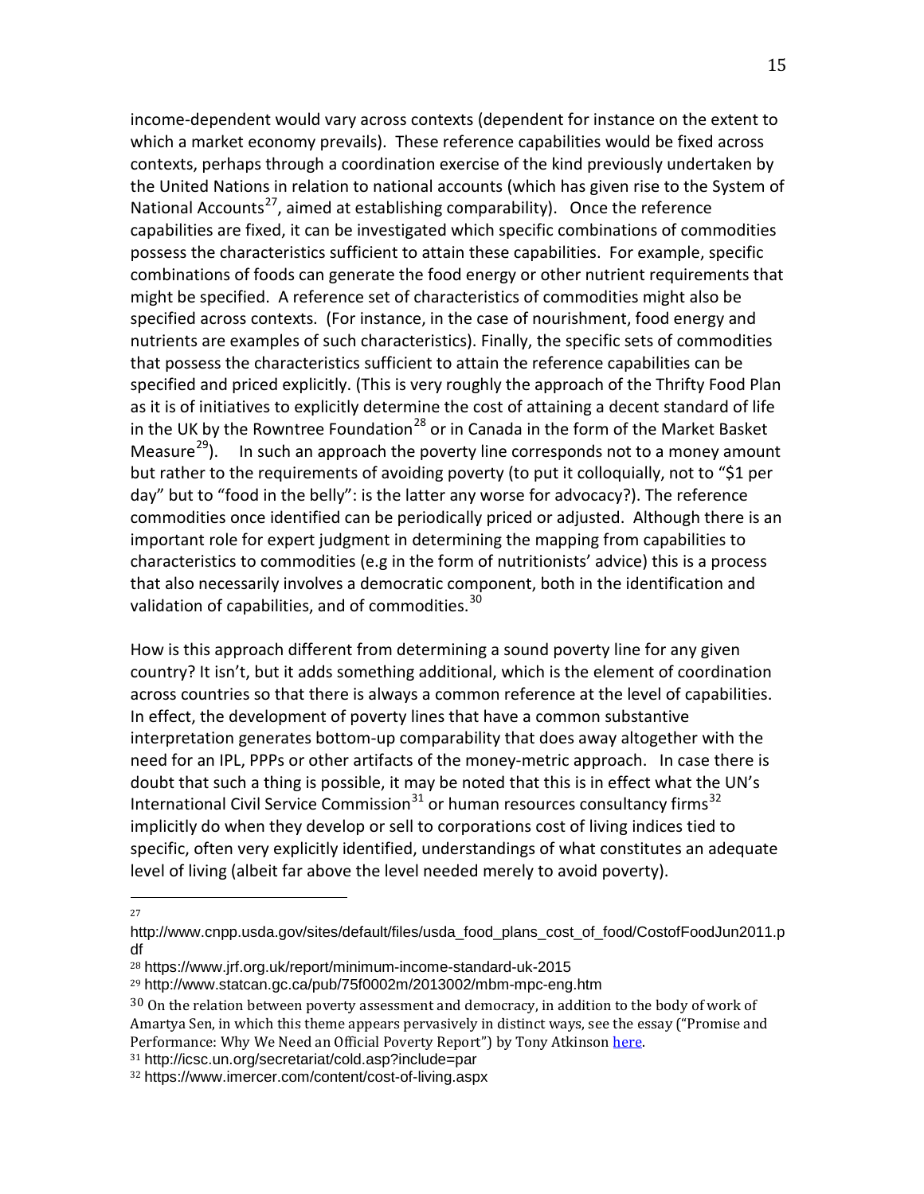income-dependent would vary across contexts (dependent for instance on the extent to which a market economy prevails). These reference capabilities would be fixed across contexts, perhaps through a coordination exercise of the kind previously undertaken by the United Nations in relation to national accounts (which has given rise to the System of National Accounts[27], aimed at establishing comparability). Once the reference capabilities are fixed, it can be investigated which specific combinations of commodities possess the characteristics sufficient to attain these capabilities. For example, specific combinations of foods can generate the food energy or other nutrient requirements that might be specified. A reference set of characteristics of commodities might also be specified across contexts. (For instance, in the case of nourishment, food energy and nutrients are examples of such characteristics). Finally, the specific sets of commodities that possess the characteristics sufficient to attain the reference capabilities can be specified and priced explicitly. (This is very roughly the approach of the Thrifty Food Plan as it is of initiatives to explicitly determine the cost of attaining a decent standard of life in the UK by the Rowntree Foundation[28] or in Canada in the form of the Market Basket Measure[29]). In such an approach the poverty line corresponds not to a money amount but rather to the requirements of avoiding poverty (to put it colloquially, not to "$1 per day" but to "food in the belly": is the latter any worse for advocacy?). The reference commodities once identified can be periodically priced or adjusted. Although there is an important role for expert judgment in determining the mapping from capabilities to characteristics to commodities (e.g in the form of nutritionists' advice) this is a process that also necessarily involves a democratic component, both in the identification and validation of capabilities, and of commodities.[30]

How is this approach different from determining a sound poverty line for any given country? It isn't, but it adds something additional, which is the element of coordination across countries so that there is always a common reference at the level of capabilities. In effect, the development of poverty lines that have a common substantive interpretation generates bottom-up comparability that does away altogether with the need for an IPL, PPPs or other artifacts of the money-metric approach. In case there is doubt that such a thing is possible, it may be noted that this is in effect what the UN's International Civil Service Commission[31] or human resources consultancy firms[32] implicitly do when they develop or sell to corporations cost of living indices tied to specific, often very explicitly identified, understandings of what constitutes an adequate level of living (albeit far above the level needed merely to avoid poverty).

---

[27] http://www.cnpp.usda.gov/sites/default/files/usda_food_plans_cost_of_food/CostofFoodJun2011.pdf

[28] https://www.jrf.org.uk/report/minimum-income-standard-uk-2015

[29] http://www.statcan.gc.ca/pub/75f0002m/2013002/mbm-mpc-eng.htm

[30] On the relation between poverty assessment and democracy, in addition to the body of work of Amartya Sen, in which this theme appears pervasively in distinct ways, see the essay ("Promise and Performance: Why We Need an Official Poverty Report") by Tony Atkinson here.

[31] http://icsc.un.org/secretariat/cold.asp?include=par

[32] https://www.imercer.com/content/cost-of-living.aspx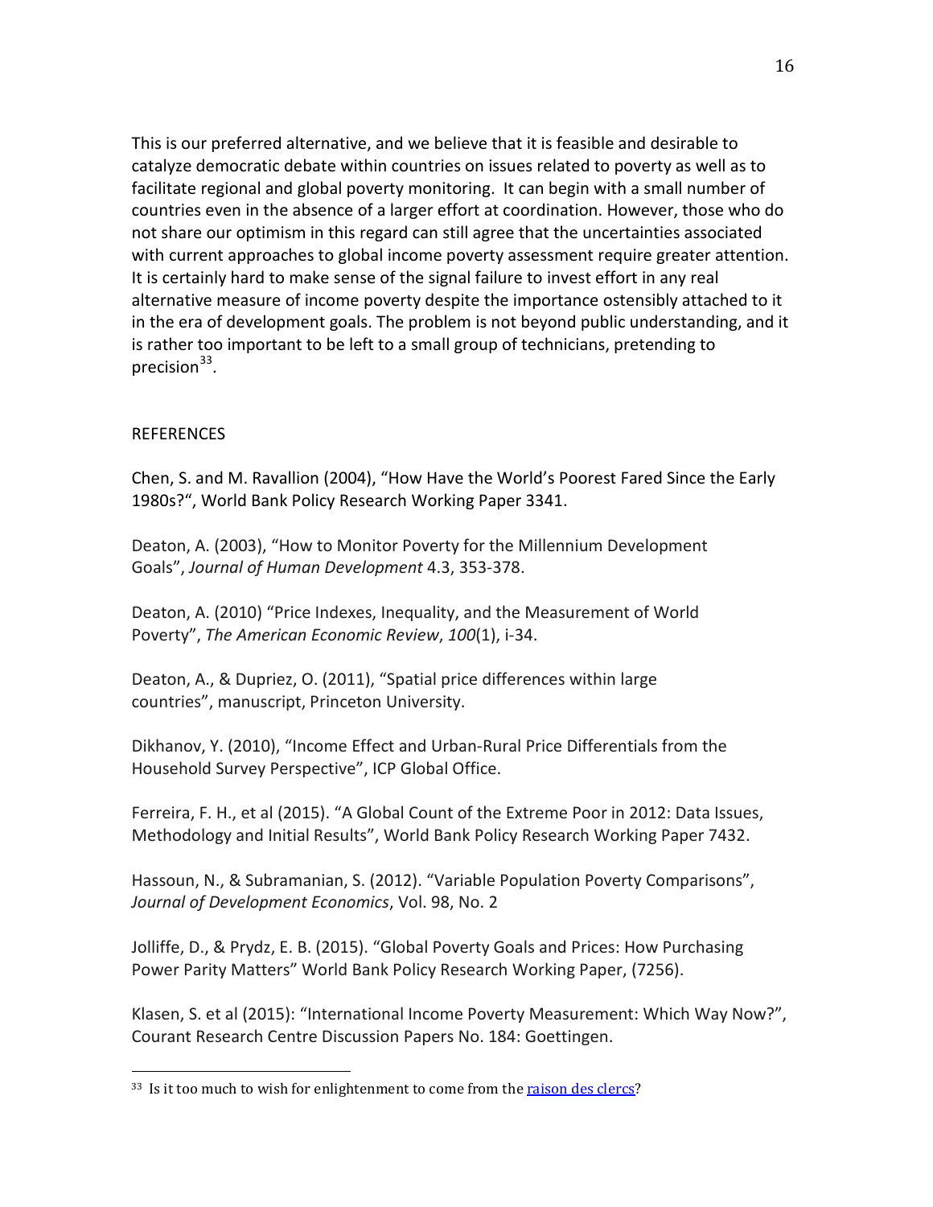This is our preferred alternative, and we believe that it is feasible and desirable to catalyze democratic debate within countries on issues related to poverty as well as to facilitate regional and global poverty monitoring. It can begin with a small number of countries even in the absence of a larger effort at coordination. However, those who do not share our optimism in this regard can still agree that the uncertainties associated with current approaches to global income poverty assessment require greater attention. It is certainly hard to make sense of the signal failure to invest effort in any real alternative measure of income poverty despite the importance ostensibly attached to it in the era of development goals. The problem is not beyond public understanding, and it is rather too important to be left to a small group of technicians, pretending to precision[33].

REFERENCES

Chen, S. and M. Ravallion (2004), "How Have the World's Poorest Fared Since the Early 1980s?", World Bank Policy Research Working Paper 3341.

Deaton, A. (2003), "How to Monitor Poverty for the Millennium Development Goals", *Journal of Human Development* 4.3, 353-378.

Deaton, A. (2010) "Price Indexes, Inequality, and the Measurement of World Poverty", *The American Economic Review*, *100*(1), i-34.

Deaton, A., & Dupriez, O. (2011), "Spatial price differences within large countries", manuscript, Princeton University.

Dikhanov, Y. (2010), "Income Effect and Urban-Rural Price Differentials from the Household Survey Perspective", ICP Global Office.

Ferreira, F. H., et al (2015). "A Global Count of the Extreme Poor in 2012: Data Issues, Methodology and Initial Results", World Bank Policy Research Working Paper 7432.

Hassoun, N., & Subramanian, S. (2012). "Variable Population Poverty Comparisons", *Journal of Development Economics*, Vol. 98, No. 2

Jolliffe, D., & Prydz, E. B. (2015). "Global Poverty Goals and Prices: How Purchasing Power Parity Matters" World Bank Policy Research Working Paper, (7256).

Klasen, S. et al (2015): "International Income Poverty Measurement: Which Way Now?", Courant Research Centre Discussion Papers No. 184: Goettingen.

---

[33] Is it too much to wish for enlightenment to come from the raison des clercs?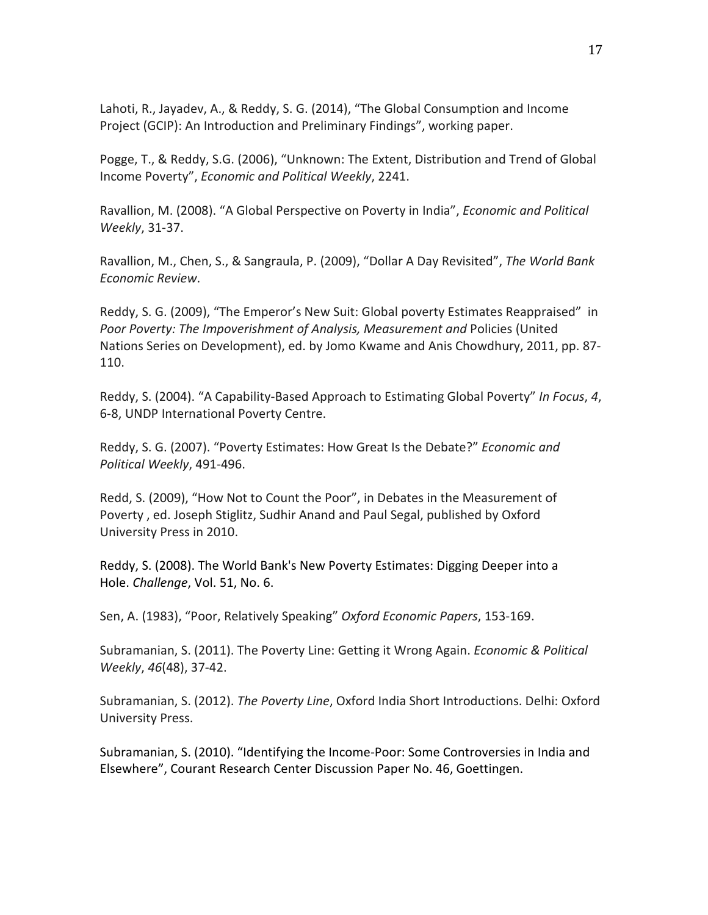Lahoti, R., Jayadev, A., & Reddy, S. G. (2014), "The Global Consumption and Income Project (GCIP): An Introduction and Preliminary Findings", working paper.

Pogge, T., & Reddy, S.G. (2006), "Unknown: The Extent, Distribution and Trend of Global Income Poverty", *Economic and Political Weekly*, 2241.

Ravallion, M. (2008). "A Global Perspective on Poverty in India", *Economic and Political Weekly*, 31-37.

Ravallion, M., Chen, S., & Sangraula, P. (2009), "Dollar A Day Revisited", *The World Bank Economic Review*.

Reddy, S. G. (2009), "The Emperor's New Suit: Global poverty Estimates Reappraised" in *Poor Poverty: The Impoverishment of Analysis, Measurement and* Policies (United Nations Series on Development), ed. by Jomo Kwame and Anis Chowdhury, 2011, pp. 87-110.

Reddy, S. (2004). "A Capability-Based Approach to Estimating Global Poverty" *In Focus*, *4*, 6-8, UNDP International Poverty Centre.

Reddy, S. G. (2007). "Poverty Estimates: How Great Is the Debate?" *Economic and Political Weekly*, 491-496.

Redd, S. (2009), "How Not to Count the Poor", in Debates in the Measurement of Poverty , ed. Joseph Stiglitz, Sudhir Anand and Paul Segal, published by Oxford University Press in 2010.

Reddy, S. (2008). The World Bank's New Poverty Estimates: Digging Deeper into a Hole. *Challenge*, Vol. 51, No. 6.

Sen, A. (1983), "Poor, Relatively Speaking" *Oxford Economic Papers*, 153-169.

Subramanian, S. (2011). The Poverty Line: Getting it Wrong Again. *Economic & Political Weekly*, *46*(48), 37-42.

Subramanian, S. (2012). *The Poverty Line*, Oxford India Short Introductions. Delhi: Oxford University Press.

Subramanian, S. (2010). "Identifying the Income-Poor: Some Controversies in India and Elsewhere", Courant Research Center Discussion Paper No. 46, Goettingen.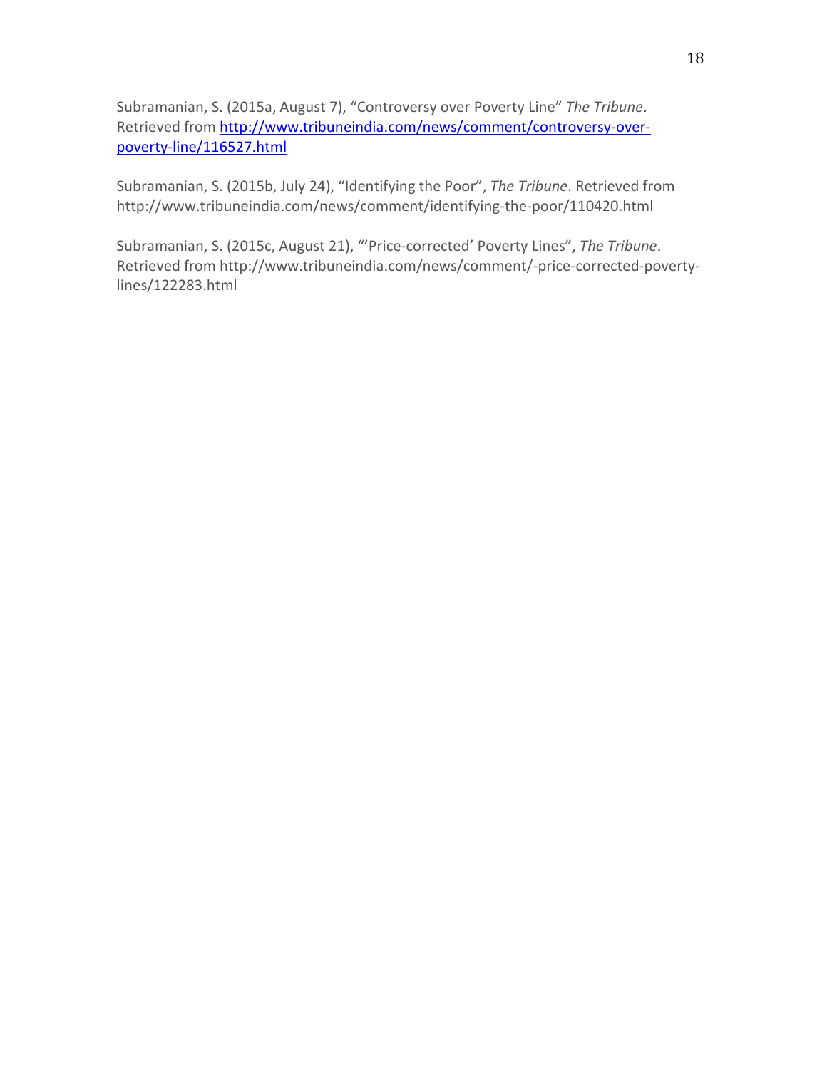Subramanian, S. (2015a, August 7), “Controversy over Poverty Line” *The Tribune*. Retrieved from [http://www.tribuneindia.com/news/comment/controversy-over-poverty-line/116527.html](http://www.tribuneindia.com/news/comment/controversy-over-poverty-line/116527.html)

Subramanian, S. (2015b, July 24), “Identifying the Poor”, *The Tribune*. Retrieved from http://www.tribuneindia.com/news/comment/identifying-the-poor/110420.html

Subramanian, S. (2015c, August 21), “’Price-corrected’ Poverty Lines”, *The Tribune*. Retrieved from http://www.tribuneindia.com/news/comment/-price-corrected-poverty-lines/122283.html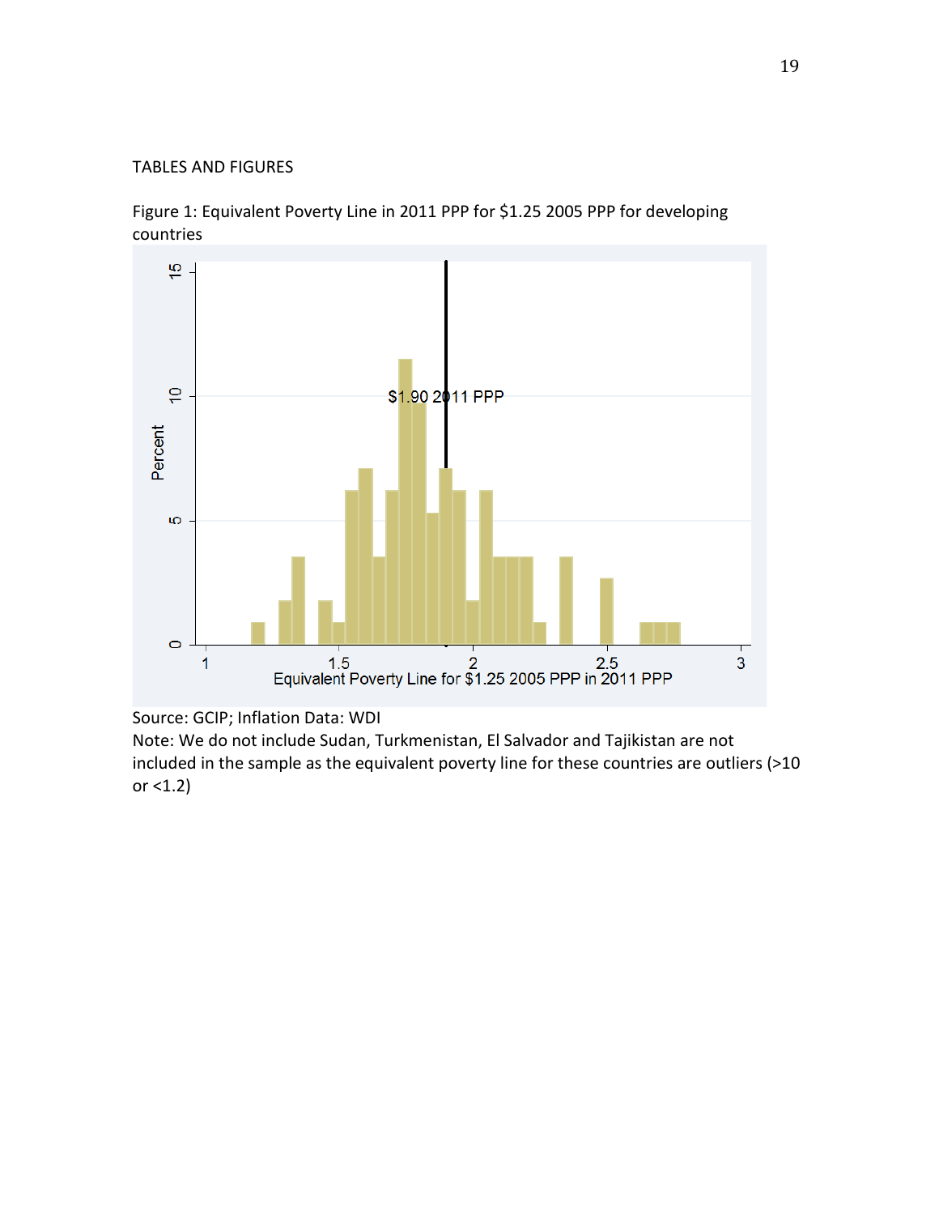TABLES AND FIGURES

Figure 1: Equivalent Poverty Line in 2011 PPP for $1.25 2005 PPP for developing countries

Source: GCIP; Inflation Data: WDI
Note: We do not include Sudan, Turkmenistan, El Salvador and Tajikistan are not included in the sample as the equivalent poverty line for these countries are outliers (>10 or <1.2)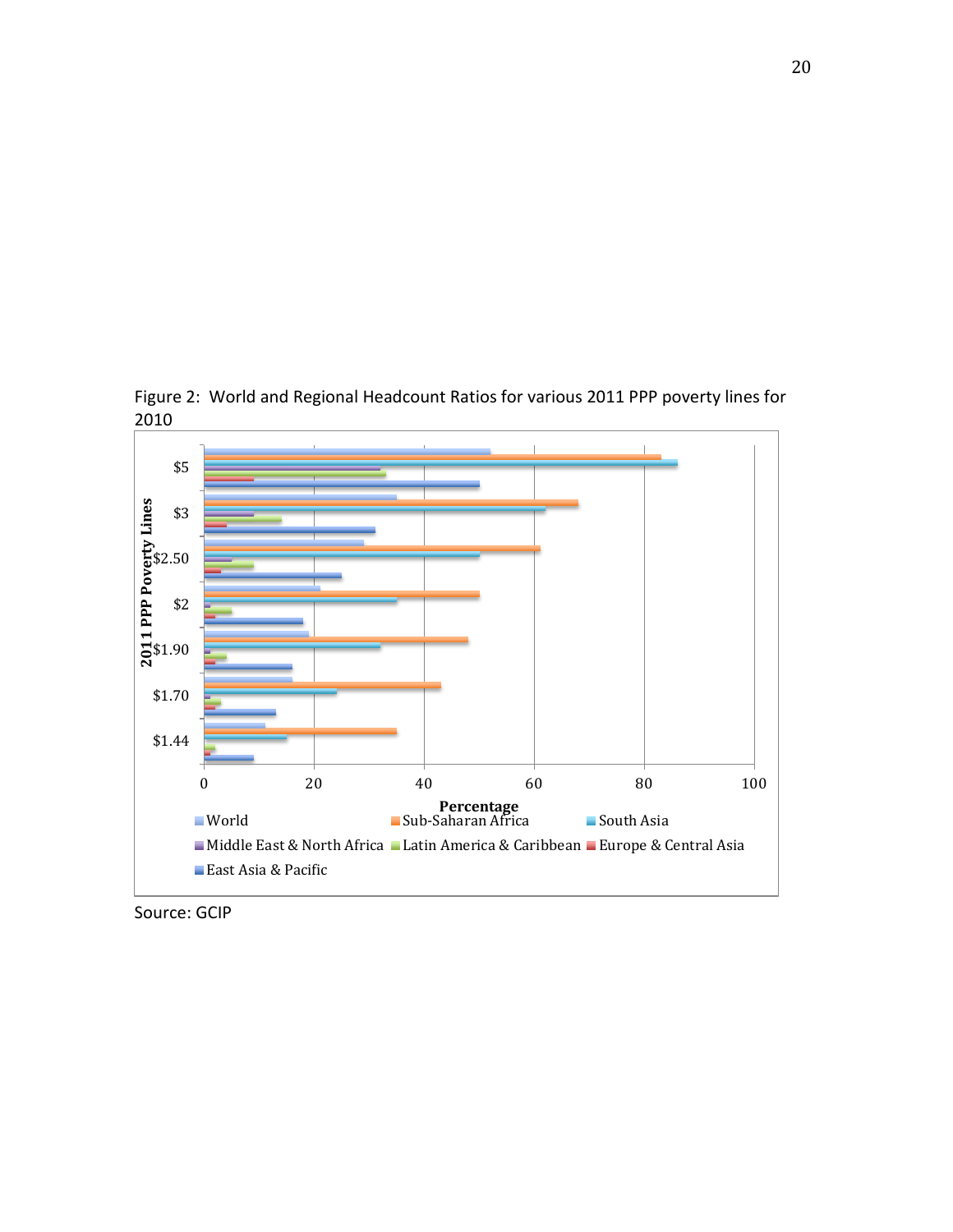Figure 2: World and Regional Headcount Ratios for various 2011 PPP poverty lines for 2010

Source: GCIP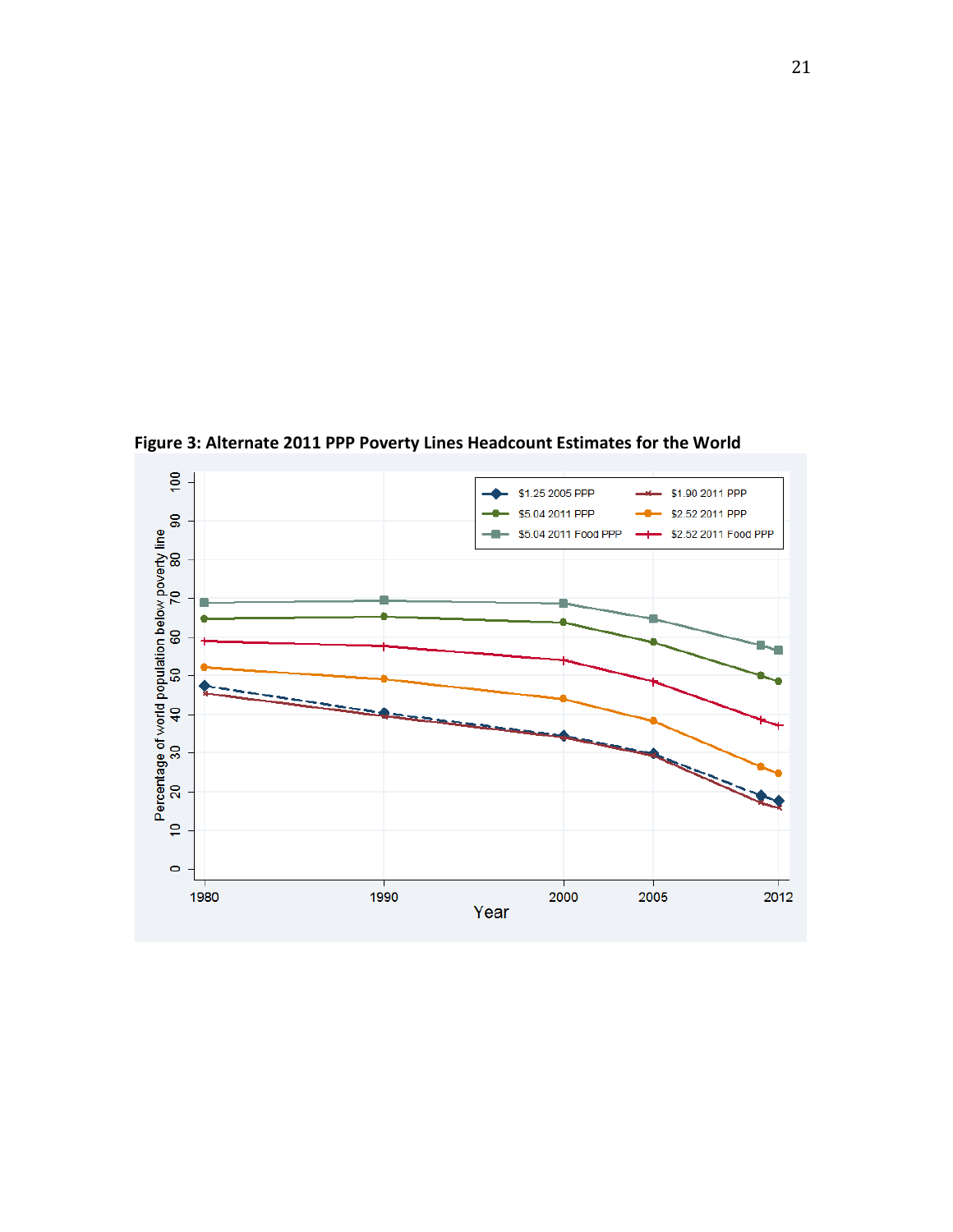**Figure 3: Alternate 2011 PPP Poverty Lines Headcount Estimates for the World**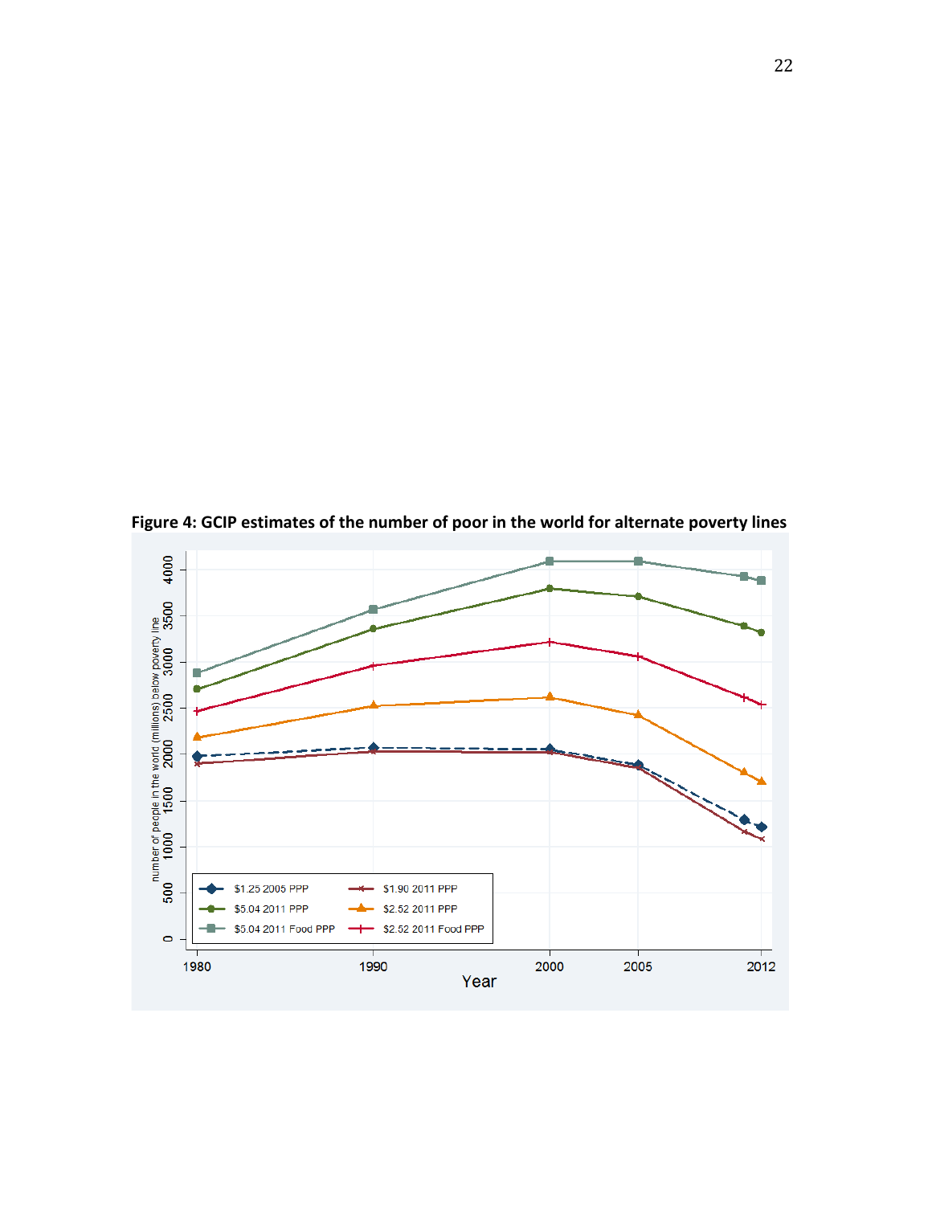**Figure 4: GCIP estimates of the number of poor in the world for alternate poverty lines**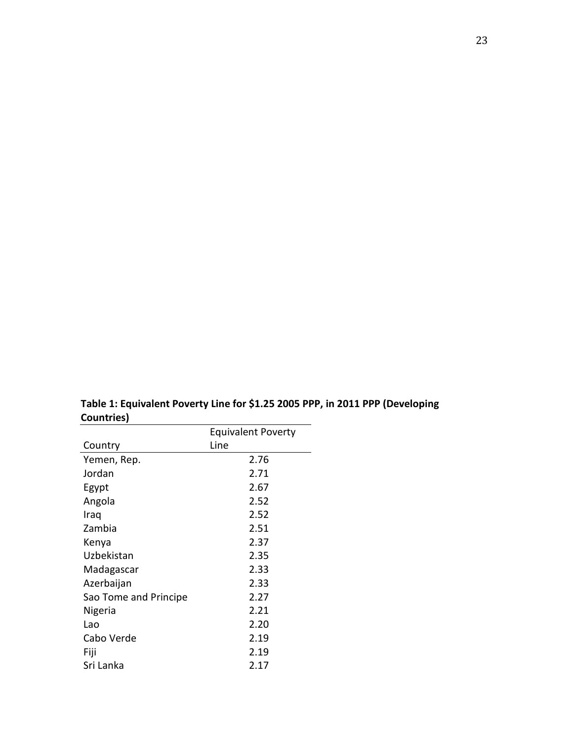**Table 1: Equivalent Poverty Line for $1.25 2005 PPP, in 2011 PPP (Developing Countries)**

| Country | Equivalent Poverty Line |
|---|---|
| Yemen, Rep. | 2.76 |
| Jordan | 2.71 |
| Egypt | 2.67 |
| Angola | 2.52 |
| Iraq | 2.52 |
| Zambia | 2.51 |
| Kenya | 2.37 |
| Uzbekistan | 2.35 |
| Madagascar | 2.33 |
| Azerbaijan | 2.33 |
| Sao Tome and Principe | 2.27 |
| Nigeria | 2.21 |
| Lao | 2.20 |
| Cabo Verde | 2.19 |
| Fiji | 2.19 |
| Sri Lanka | 2.17 |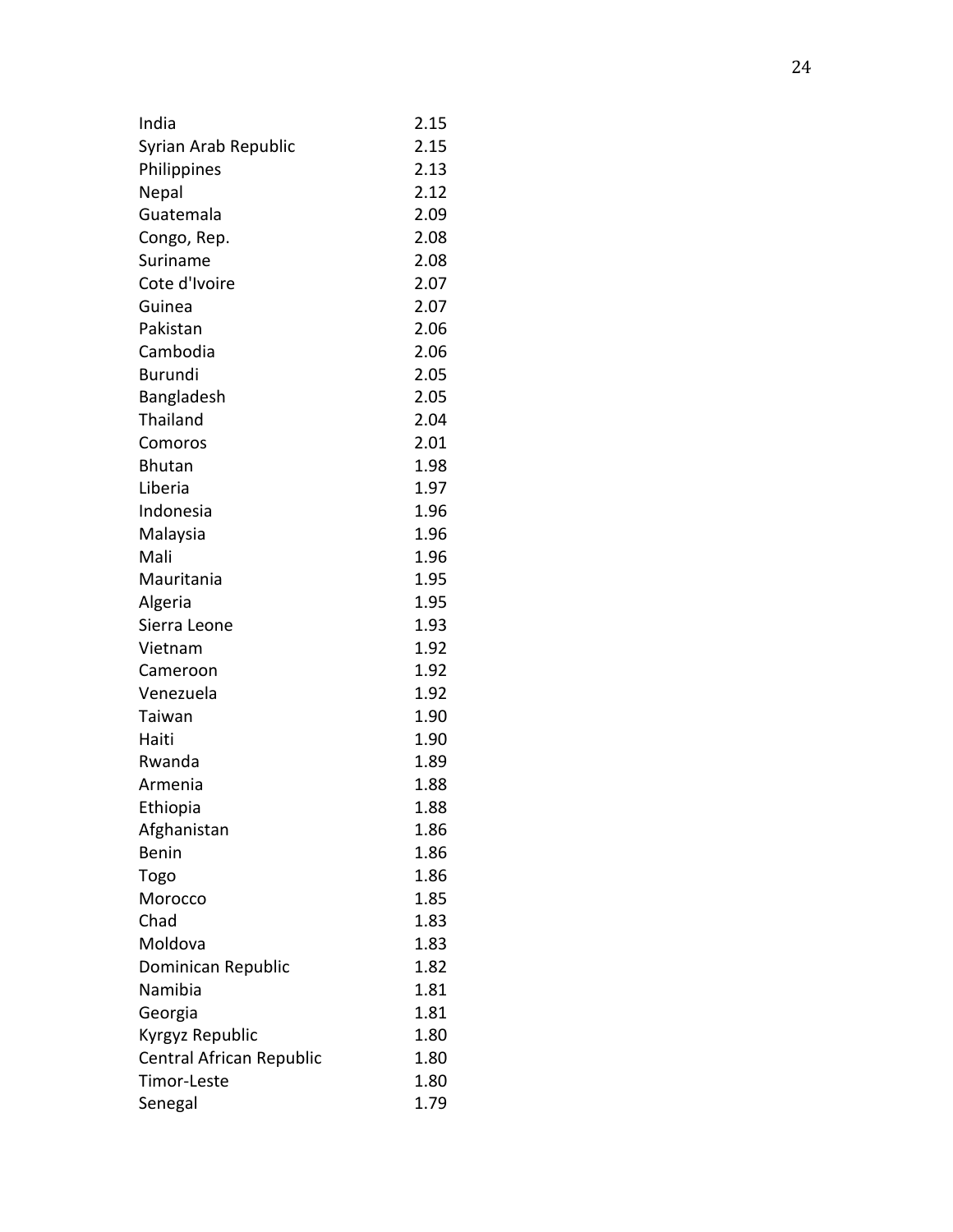| | |
|---|---|
| India | 2.15 |
| Syrian Arab Republic | 2.15 |
| Philippines | 2.13 |
| Nepal | 2.12 |
| Guatemala | 2.09 |
| Congo, Rep. | 2.08 |
| Suriname | 2.08 |
| Cote d'Ivoire | 2.07 |
| Guinea | 2.07 |
| Pakistan | 2.06 |
| Cambodia | 2.06 |
| Burundi | 2.05 |
| Bangladesh | 2.05 |
| Thailand | 2.04 |
| Comoros | 2.01 |
| Bhutan | 1.98 |
| Liberia | 1.97 |
| Indonesia | 1.96 |
| Malaysia | 1.96 |
| Mali | 1.96 |
| Mauritania | 1.95 |
| Algeria | 1.95 |
| Sierra Leone | 1.93 |
| Vietnam | 1.92 |
| Cameroon | 1.92 |
| Venezuela | 1.92 |
| Taiwan | 1.90 |
| Haiti | 1.90 |
| Rwanda | 1.89 |
| Armenia | 1.88 |
| Ethiopia | 1.88 |
| Afghanistan | 1.86 |
| Benin | 1.86 |
| Togo | 1.86 |
| Morocco | 1.85 |
| Chad | 1.83 |
| Moldova | 1.83 |
| Dominican Republic | 1.82 |
| Namibia | 1.81 |
| Georgia | 1.81 |
| Kyrgyz Republic | 1.80 |
| Central African Republic | 1.80 |
| Timor-Leste | 1.80 |
| Senegal | 1.79 |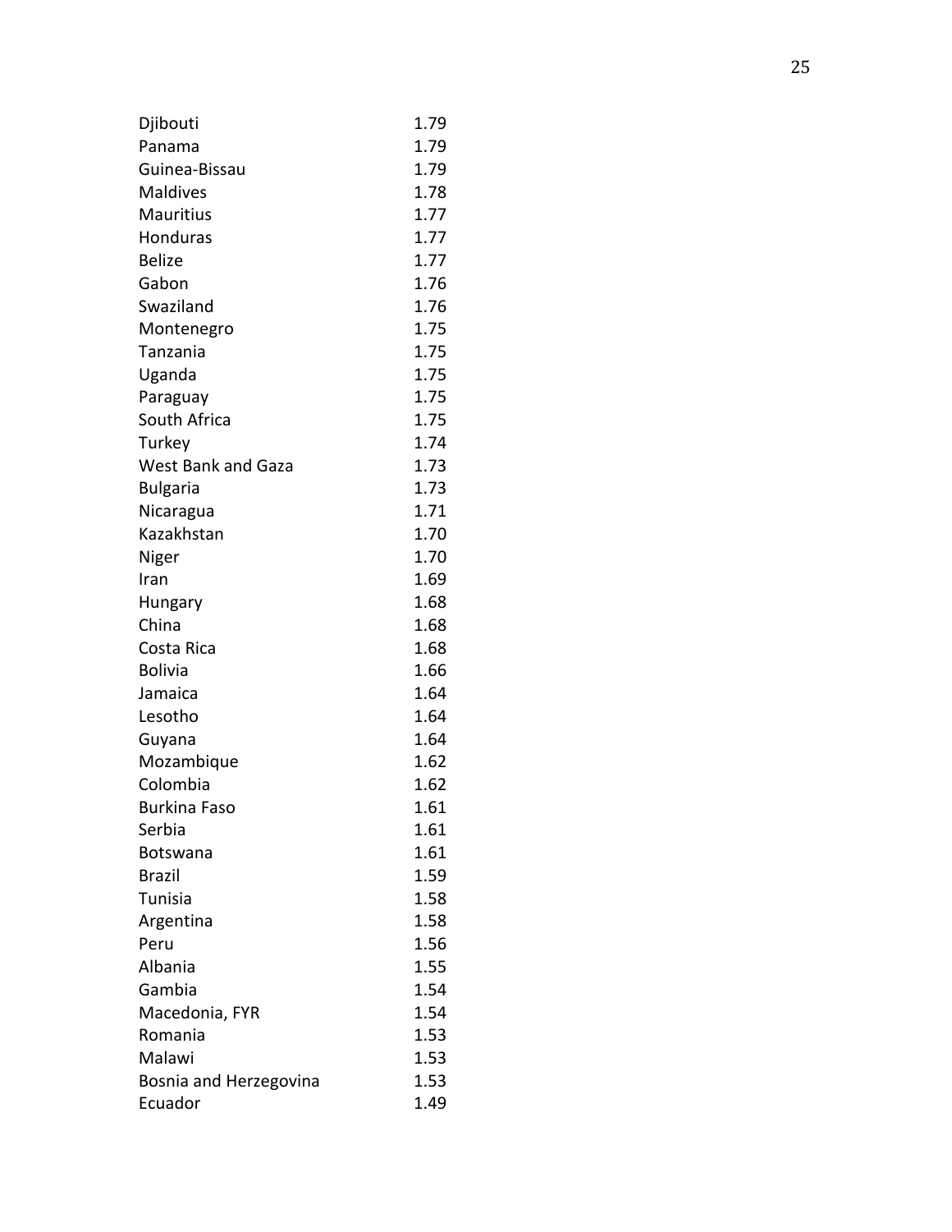| | |
|---|---|
| Djibouti | 1.79 |
| Panama | 1.79 |
| Guinea-Bissau | 1.79 |
| Maldives | 1.78 |
| Mauritius | 1.77 |
| Honduras | 1.77 |
| Belize | 1.77 |
| Gabon | 1.76 |
| Swaziland | 1.76 |
| Montenegro | 1.75 |
| Tanzania | 1.75 |
| Uganda | 1.75 |
| Paraguay | 1.75 |
| South Africa | 1.75 |
| Turkey | 1.74 |
| West Bank and Gaza | 1.73 |
| Bulgaria | 1.73 |
| Nicaragua | 1.71 |
| Kazakhstan | 1.70 |
| Niger | 1.70 |
| Iran | 1.69 |
| Hungary | 1.68 |
| China | 1.68 |
| Costa Rica | 1.68 |
| Bolivia | 1.66 |
| Jamaica | 1.64 |
| Lesotho | 1.64 |
| Guyana | 1.64 |
| Mozambique | 1.62 |
| Colombia | 1.62 |
| Burkina Faso | 1.61 |
| Serbia | 1.61 |
| Botswana | 1.61 |
| Brazil | 1.59 |
| Tunisia | 1.58 |
| Argentina | 1.58 |
| Peru | 1.56 |
| Albania | 1.55 |
| Gambia | 1.54 |
| Macedonia, FYR | 1.54 |
| Romania | 1.53 |
| Malawi | 1.53 |
| Bosnia and Herzegovina | 1.53 |
| Ecuador | 1.49 |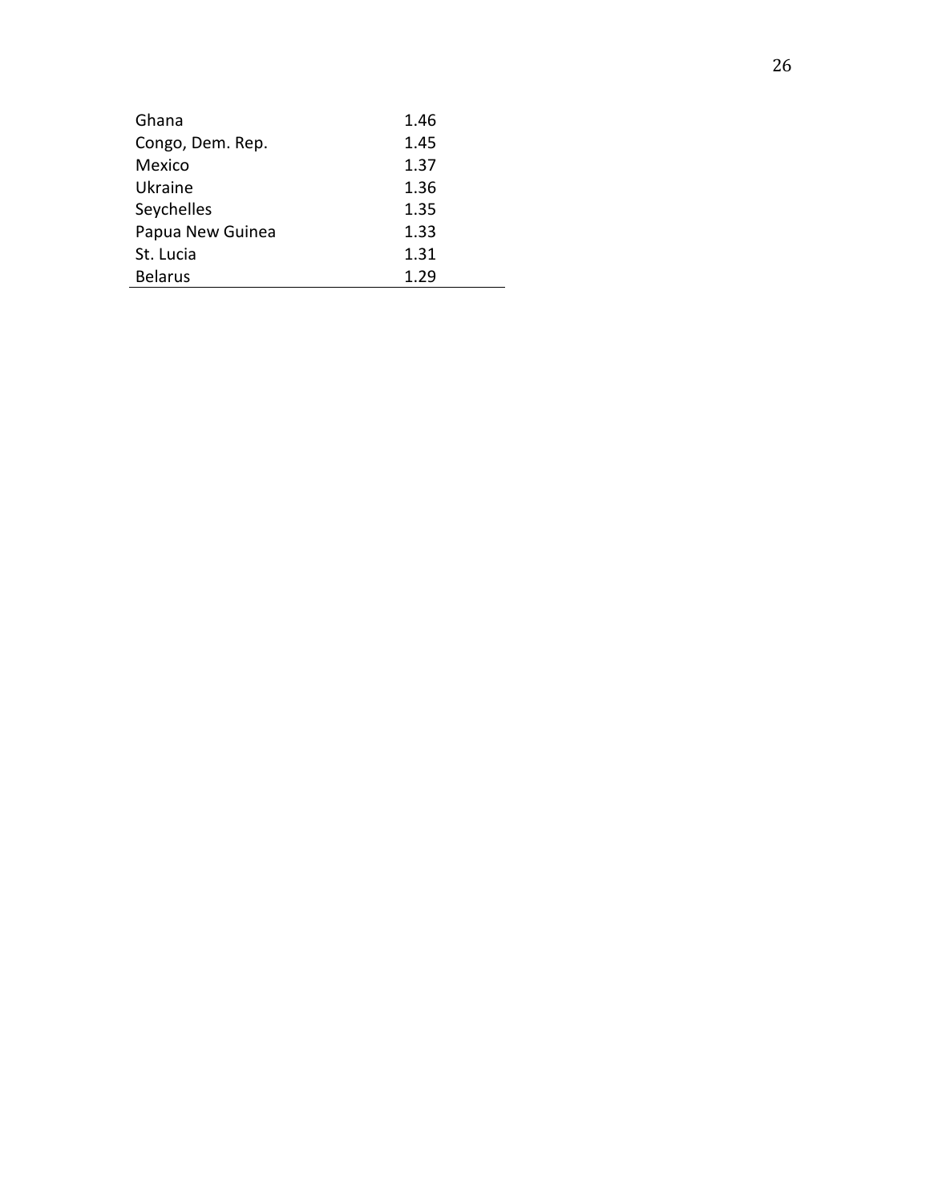| | |
|---|---|
| Ghana | 1.46 |
| Congo, Dem. Rep. | 1.45 |
| Mexico | 1.37 |
| Ukraine | 1.36 |
| Seychelles | 1.35 |
| Papua New Guinea | 1.33 |
| St. Lucia | 1.31 |
| Belarus | 1.29 |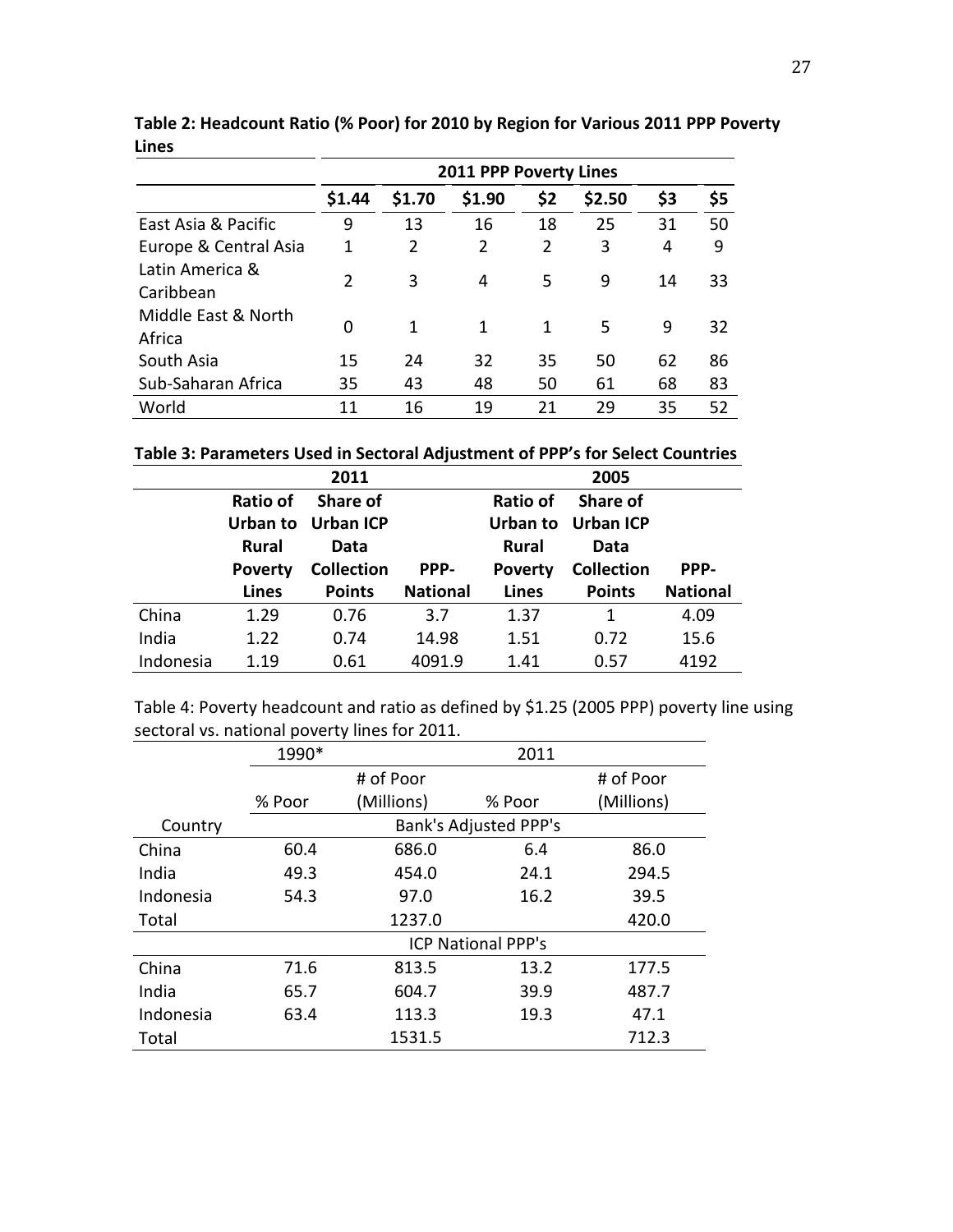**Table 2: Headcount Ratio (% Poor) for 2010 by Region for Various 2011 PPP Poverty Lines**

| | 2011 PPP Poverty Lines | | | | | | |
|---|---|---|---|---|---|---|---|
| | **\$1.44** | **\$1.70** | **\$1.90** | **\$2** | **\$2.50** | **\$3** | **\$5** |
| East Asia & Pacific | 9 | 13 | 16 | 18 | 25 | 31 | 50 |
| Europe & Central Asia | 1 | 2 | 2 | 2 | 3 | 4 | 9 |
| Latin America & Caribbean | 2 | 3 | 4 | 5 | 9 | 14 | 33 |
| Middle East & North Africa | 0 | 1 | 1 | 1 | 5 | 9 | 32 |
| South Asia | 15 | 24 | 32 | 35 | 50 | 62 | 86 |
| Sub-Saharan Africa | 35 | 43 | 48 | 50 | 61 | 68 | 83 |
| World | 11 | 16 | 19 | 21 | 29 | 35 | 52 |

**Table 3: Parameters Used in Sectoral Adjustment of PPP's for Select Countries**

| | 2011 | | | 2005 | | |
|---|---|---|---|---|---|---|
| | **Ratio of Urban to Rural Poverty Lines** | **Share of Urban ICP Data Collection Points** | **PPP-National** | **Ratio of Urban to Rural Poverty Lines** | **Share of Urban ICP Data Collection Points** | **PPP-National** |
| China | 1.29 | 0.76 | 3.7 | 1.37 | 1 | 4.09 |
| India | 1.22 | 0.74 | 14.98 | 1.51 | 0.72 | 15.6 |
| Indonesia | 1.19 | 0.61 | 4091.9 | 1.41 | 0.57 | 4192 |

Table 4: Poverty headcount and ratio as defined by \$1.25 (2005 PPP) poverty line using sectoral vs. national poverty lines for 2011.

| | 1990* | | 2011 | |
|---|---|---|---|---|
| | % Poor | # of Poor (Millions) | % Poor | # of Poor (Millions) |
| Country | Bank's Adjusted PPP's | | | |
| China | 60.4 | 686.0 | 6.4 | 86.0 |
| India | 49.3 | 454.0 | 24.1 | 294.5 |
| Indonesia | 54.3 | 97.0 | 16.2 | 39.5 |
| Total | | 1237.0 | | 420.0 |
| | ICP National PPP's | | | |
| China | 71.6 | 813.5 | 13.2 | 177.5 |
| India | 65.7 | 604.7 | 39.9 | 487.7 |
| Indonesia | 63.4 | 113.3 | 19.3 | 47.1 |
| Total | | 1531.5 | | 712.3 |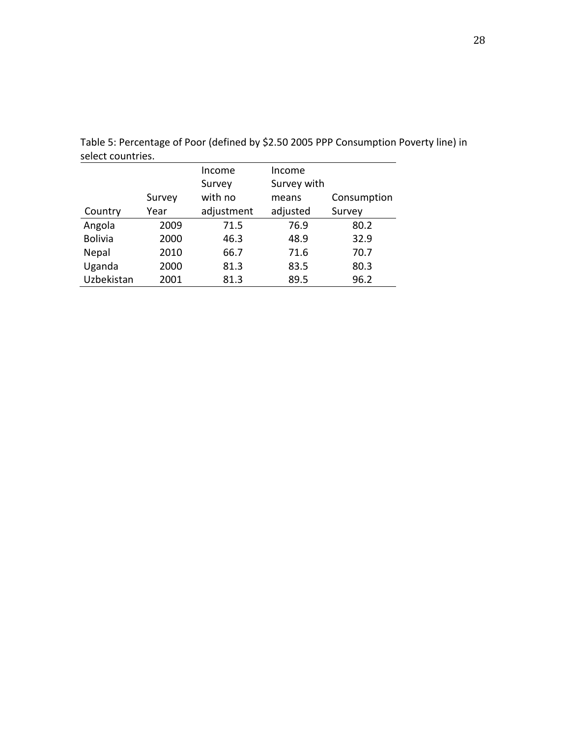Table 5: Percentage of Poor (defined by $2.50 2005 PPP Consumption Poverty line) in select countries.

| Country | Survey Year | Income Survey with no adjustment | Income Survey with means adjusted | Consumption Survey |
|---|---|---|---|---|
| Angola | 2009 | 71.5 | 76.9 | 80.2 |
| Bolivia | 2000 | 46.3 | 48.9 | 32.9 |
| Nepal | 2010 | 66.7 | 71.6 | 70.7 |
| Uganda | 2000 | 81.3 | 83.5 | 80.3 |
| Uzbekistan | 2001 | 81.3 | 89.5 | 96.2 |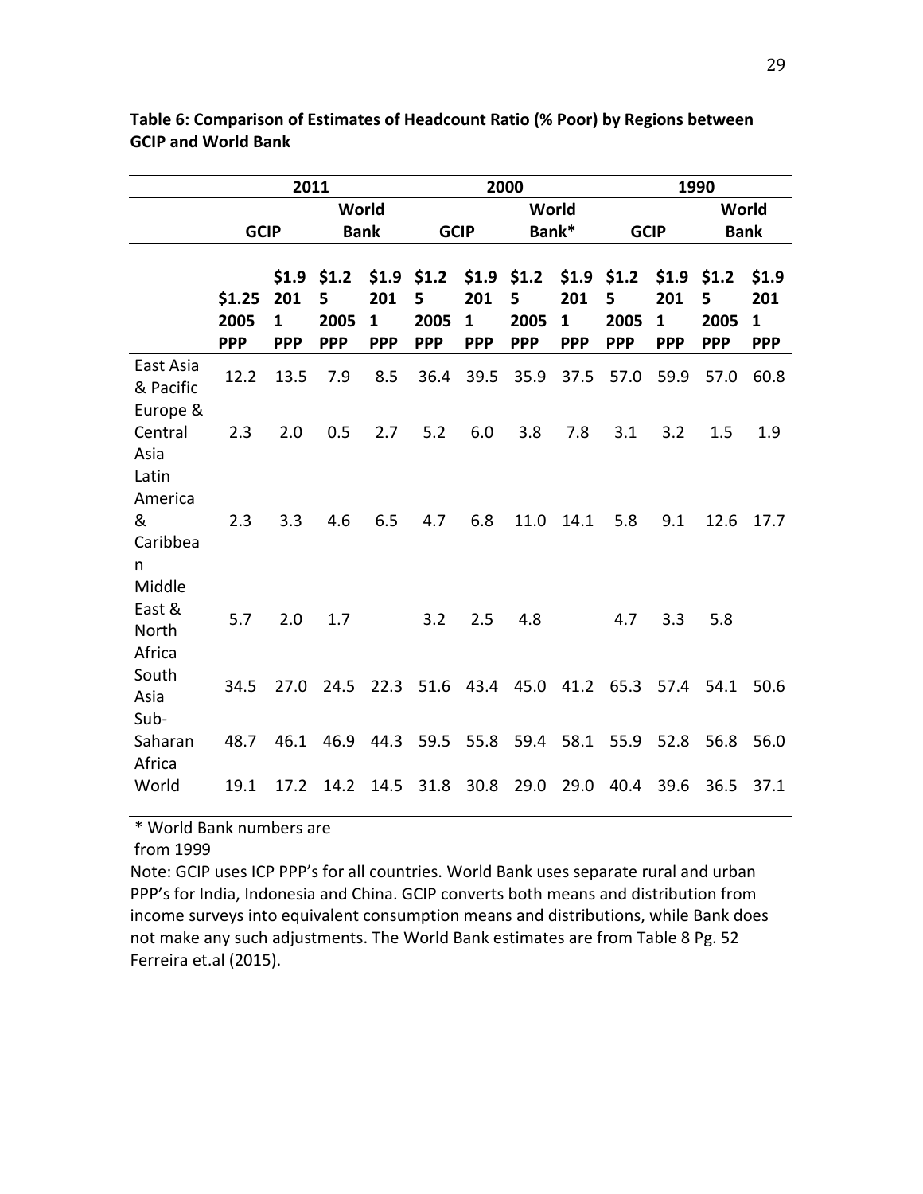**Table 6: Comparison of Estimates of Headcount Ratio (% Poor) by Regions between GCIP and World Bank**

| | 2011 | | | | 2000 | | | | 1990 | | | |
|---|---|---|---|---|---|---|---|---|---|---|---|---|
| | GCIP | | World Bank | | GCIP | | World Bank* | | GCIP | | World Bank | |
| | $1.25 2005 PPP | $1.9 2011 PPP | $1.25 2005 PPP | $1.9 2011 PPP | $1.25 2005 PPP | $1.9 2011 PPP | $1.25 2005 PPP | $1.9 2011 PPP | $1.25 2005 PPP | $1.9 2011 PPP | $1.25 2005 PPP | $1.9 2011 PPP |
| East Asia & Pacific | 12.2 | 13.5 | 7.9 | 8.5 | 36.4 | 39.5 | 35.9 | 37.5 | 57.0 | 59.9 | 57.0 | 60.8 |
| Europe & Central Asia | 2.3 | 2.0 | 0.5 | 2.7 | 5.2 | 6.0 | 3.8 | 7.8 | 3.1 | 3.2 | 1.5 | 1.9 |
| Latin America & Caribbean | 2.3 | 3.3 | 4.6 | 6.5 | 4.7 | 6.8 | 11.0 | 14.1 | 5.8 | 9.1 | 12.6 | 17.7 |
| Middle East & North Africa | 5.7 | 2.0 | 1.7 | | 3.2 | 2.5 | 4.8 | | 4.7 | 3.3 | 5.8 | |
| South Asia | 34.5 | 27.0 | 24.5 | 22.3 | 51.6 | 43.4 | 45.0 | 41.2 | 65.3 | 57.4 | 54.1 | 50.6 |
| Sub-Saharan Africa | 48.7 | 46.1 | 46.9 | 44.3 | 59.5 | 55.8 | 59.4 | 58.1 | 55.9 | 52.8 | 56.8 | 56.0 |
| World | 19.1 | 17.2 | 14.2 | 14.5 | 31.8 | 30.8 | 29.0 | 29.0 | 40.4 | 39.6 | 36.5 | 37.1 |

\* World Bank numbers are from 1999

Note: GCIP uses ICP PPP's for all countries. World Bank uses separate rural and urban PPP's for India, Indonesia and China. GCIP converts both means and distribution from income surveys into equivalent consumption means and distributions, while Bank does not make any such adjustments. The World Bank estimates are from Table 8 Pg. 52 Ferreira et.al (2015).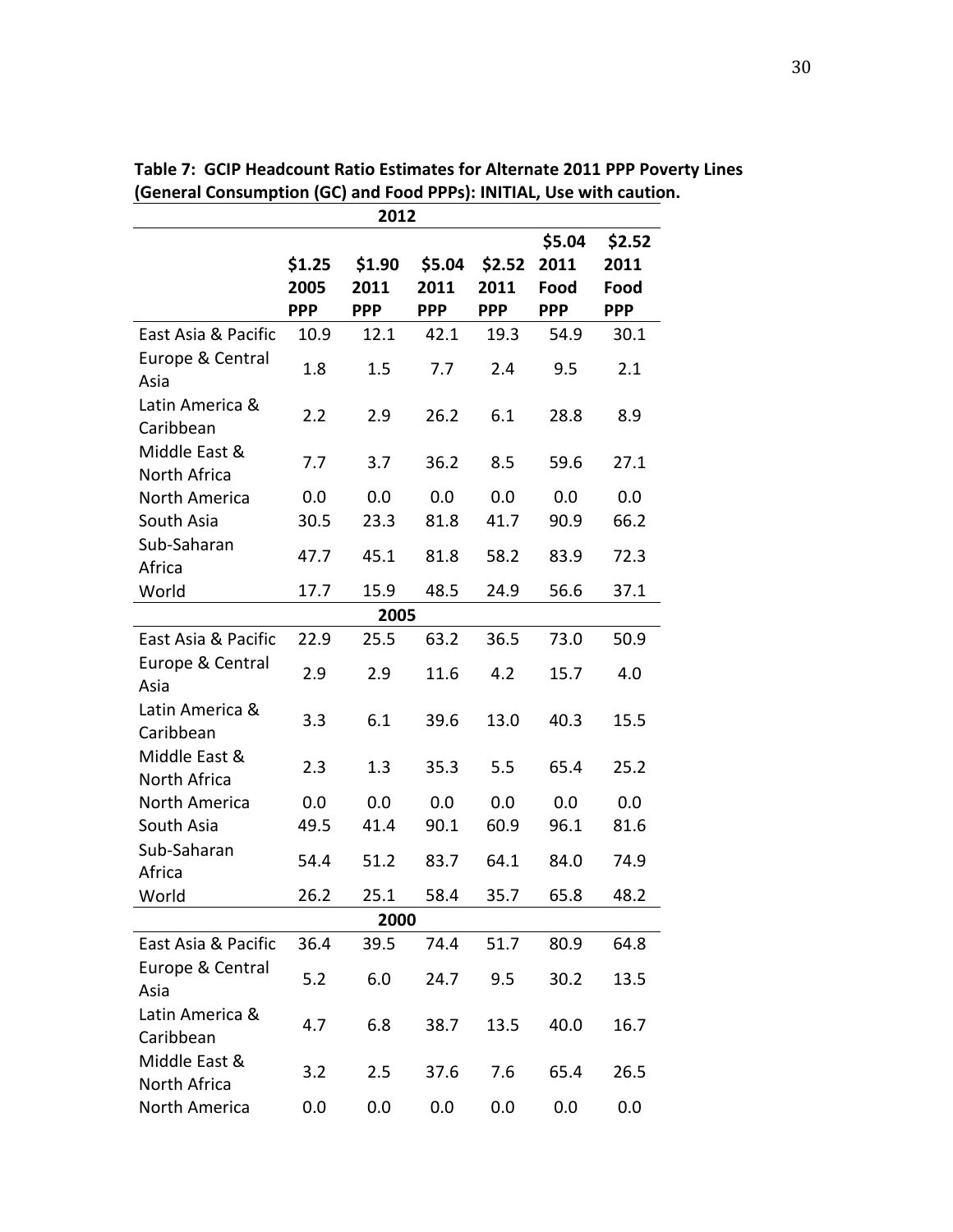**Table 7: GCIP Headcount Ratio Estimates for Alternate 2011 PPP Poverty Lines (General Consumption (GC) and Food PPPs): INITIAL, Use with caution.**

| | $1.25 2005 PPP | $1.90 2011 PPP | $5.04 2011 PPP | $2.52 2011 PPP | $5.04 2011 Food PPP | $2.52 2011 Food PPP |
|---|---|---|---|---|---|---|
| **2012** | | | | | | |
| East Asia & Pacific | 10.9 | 12.1 | 42.1 | 19.3 | 54.9 | 30.1 |
| Europe & Central Asia | 1.8 | 1.5 | 7.7 | 2.4 | 9.5 | 2.1 |
| Latin America & Caribbean | 2.2 | 2.9 | 26.2 | 6.1 | 28.8 | 8.9 |
| Middle East & North Africa | 7.7 | 3.7 | 36.2 | 8.5 | 59.6 | 27.1 |
| North America | 0.0 | 0.0 | 0.0 | 0.0 | 0.0 | 0.0 |
| South Asia | 30.5 | 23.3 | 81.8 | 41.7 | 90.9 | 66.2 |
| Sub-Saharan Africa | 47.7 | 45.1 | 81.8 | 58.2 | 83.9 | 72.3 |
| World | 17.7 | 15.9 | 48.5 | 24.9 | 56.6 | 37.1 |
| **2005** | | | | | | |
| East Asia & Pacific | 22.9 | 25.5 | 63.2 | 36.5 | 73.0 | 50.9 |
| Europe & Central Asia | 2.9 | 2.9 | 11.6 | 4.2 | 15.7 | 4.0 |
| Latin America & Caribbean | 3.3 | 6.1 | 39.6 | 13.0 | 40.3 | 15.5 |
| Middle East & North Africa | 2.3 | 1.3 | 35.3 | 5.5 | 65.4 | 25.2 |
| North America | 0.0 | 0.0 | 0.0 | 0.0 | 0.0 | 0.0 |
| South Asia | 49.5 | 41.4 | 90.1 | 60.9 | 96.1 | 81.6 |
| Sub-Saharan Africa | 54.4 | 51.2 | 83.7 | 64.1 | 84.0 | 74.9 |
| World | 26.2 | 25.1 | 58.4 | 35.7 | 65.8 | 48.2 |
| **2000** | | | | | | |
| East Asia & Pacific | 36.4 | 39.5 | 74.4 | 51.7 | 80.9 | 64.8 |
| Europe & Central Asia | 5.2 | 6.0 | 24.7 | 9.5 | 30.2 | 13.5 |
| Latin America & Caribbean | 4.7 | 6.8 | 38.7 | 13.5 | 40.0 | 16.7 |
| Middle East & North Africa | 3.2 | 2.5 | 37.6 | 7.6 | 65.4 | 26.5 |
| North America | 0.0 | 0.0 | 0.0 | 0.0 | 0.0 | 0.0 |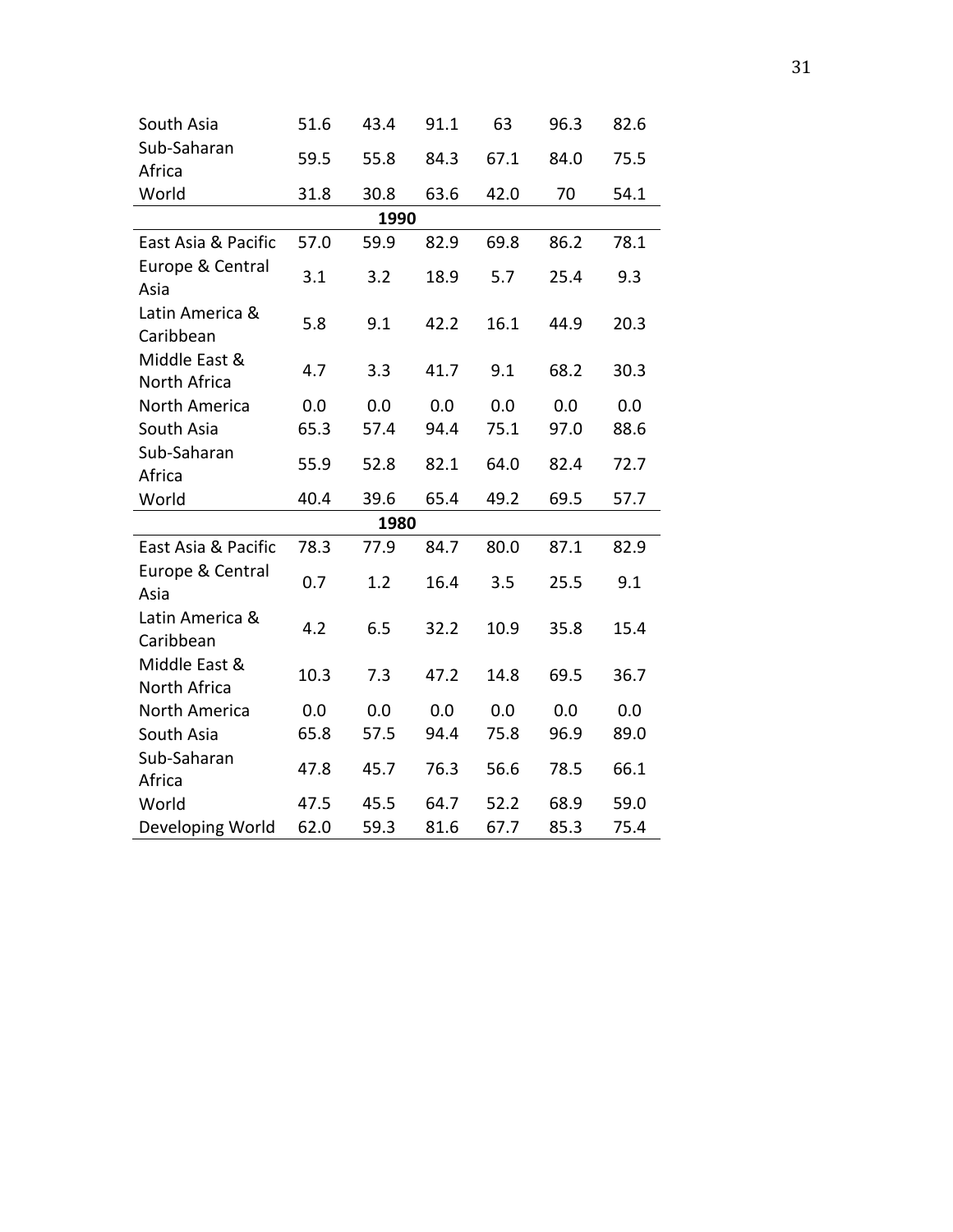| | | | | | | |
|---|---|---|---|---|---|---|
| South Asia | 51.6 | 43.4 | 91.1 | 63 | 96.3 | 82.6 |
| Sub-Saharan Africa | 59.5 | 55.8 | 84.3 | 67.1 | 84.0 | 75.5 |
| World | 31.8 | 30.8 | 63.6 | 42.0 | 70 | 54.1 |
| **1990** | | | | | | |
| East Asia & Pacific | 57.0 | 59.9 | 82.9 | 69.8 | 86.2 | 78.1 |
| Europe & Central Asia | 3.1 | 3.2 | 18.9 | 5.7 | 25.4 | 9.3 |
| Latin America & Caribbean | 5.8 | 9.1 | 42.2 | 16.1 | 44.9 | 20.3 |
| Middle East & North Africa | 4.7 | 3.3 | 41.7 | 9.1 | 68.2 | 30.3 |
| North America | 0.0 | 0.0 | 0.0 | 0.0 | 0.0 | 0.0 |
| South Asia | 65.3 | 57.4 | 94.4 | 75.1 | 97.0 | 88.6 |
| Sub-Saharan Africa | 55.9 | 52.8 | 82.1 | 64.0 | 82.4 | 72.7 |
| World | 40.4 | 39.6 | 65.4 | 49.2 | 69.5 | 57.7 |
| **1980** | | | | | | |
| East Asia & Pacific | 78.3 | 77.9 | 84.7 | 80.0 | 87.1 | 82.9 |
| Europe & Central Asia | 0.7 | 1.2 | 16.4 | 3.5 | 25.5 | 9.1 |
| Latin America & Caribbean | 4.2 | 6.5 | 32.2 | 10.9 | 35.8 | 15.4 |
| Middle East & North Africa | 10.3 | 7.3 | 47.2 | 14.8 | 69.5 | 36.7 |
| North America | 0.0 | 0.0 | 0.0 | 0.0 | 0.0 | 0.0 |
| South Asia | 65.8 | 57.5 | 94.4 | 75.8 | 96.9 | 89.0 |
| Sub-Saharan Africa | 47.8 | 45.7 | 76.3 | 56.6 | 78.5 | 66.1 |
| World | 47.5 | 45.5 | 64.7 | 52.2 | 68.9 | 59.0 |
| Developing World | 62.0 | 59.3 | 81.6 | 67.7 | 85.3 | 75.4 |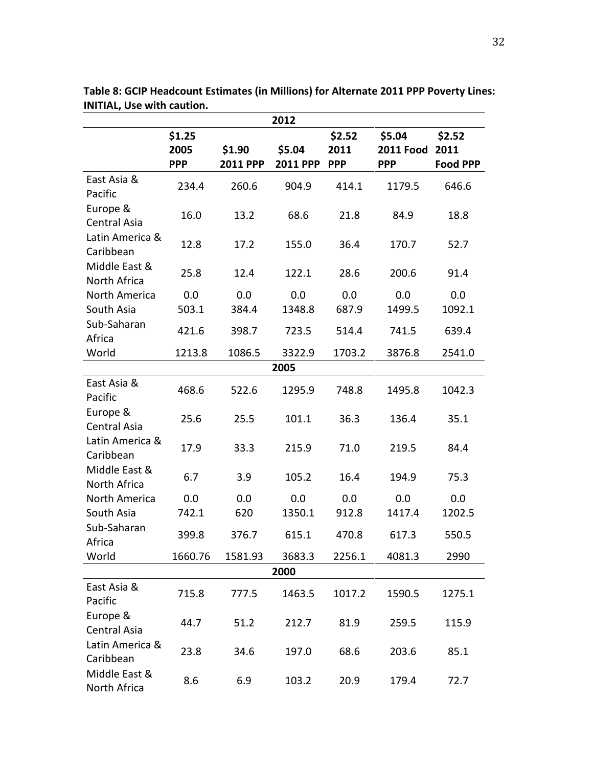**Table 8: GCIP Headcount Estimates (in Millions) for Alternate 2011 PPP Poverty Lines: INITIAL, Use with caution.**

| | $1.25 2005 PPP | $1.90 2011 PPP | $5.04 2011 PPP | $2.52 2011 PPP | $5.04 2011 Food PPP | $2.52 2011 Food PPP |
|---|---|---|---|---|---|---|
| **2012** | | | | | | |
| East Asia & Pacific | 234.4 | 260.6 | 904.9 | 414.1 | 1179.5 | 646.6 |
| Europe & Central Asia | 16.0 | 13.2 | 68.6 | 21.8 | 84.9 | 18.8 |
| Latin America & Caribbean | 12.8 | 17.2 | 155.0 | 36.4 | 170.7 | 52.7 |
| Middle East & North Africa | 25.8 | 12.4 | 122.1 | 28.6 | 200.6 | 91.4 |
| North America | 0.0 | 0.0 | 0.0 | 0.0 | 0.0 | 0.0 |
| South Asia | 503.1 | 384.4 | 1348.8 | 687.9 | 1499.5 | 1092.1 |
| Sub-Saharan Africa | 421.6 | 398.7 | 723.5 | 514.4 | 741.5 | 639.4 |
| World | 1213.8 | 1086.5 | 3322.9 | 1703.2 | 3876.8 | 2541.0 |
| **2005** | | | | | | |
| East Asia & Pacific | 468.6 | 522.6 | 1295.9 | 748.8 | 1495.8 | 1042.3 |
| Europe & Central Asia | 25.6 | 25.5 | 101.1 | 36.3 | 136.4 | 35.1 |
| Latin America & Caribbean | 17.9 | 33.3 | 215.9 | 71.0 | 219.5 | 84.4 |
| Middle East & North Africa | 6.7 | 3.9 | 105.2 | 16.4 | 194.9 | 75.3 |
| North America | 0.0 | 0.0 | 0.0 | 0.0 | 0.0 | 0.0 |
| South Asia | 742.1 | 620 | 1350.1 | 912.8 | 1417.4 | 1202.5 |
| Sub-Saharan Africa | 399.8 | 376.7 | 615.1 | 470.8 | 617.3 | 550.5 |
| World | 1660.76 | 1581.93 | 3683.3 | 2256.1 | 4081.3 | 2990 |
| **2000** | | | | | | |
| East Asia & Pacific | 715.8 | 777.5 | 1463.5 | 1017.2 | 1590.5 | 1275.1 |
| Europe & Central Asia | 44.7 | 51.2 | 212.7 | 81.9 | 259.5 | 115.9 |
| Latin America & Caribbean | 23.8 | 34.6 | 197.0 | 68.6 | 203.6 | 85.1 |
| Middle East & North Africa | 8.6 | 6.9 | 103.2 | 20.9 | 179.4 | 72.7 |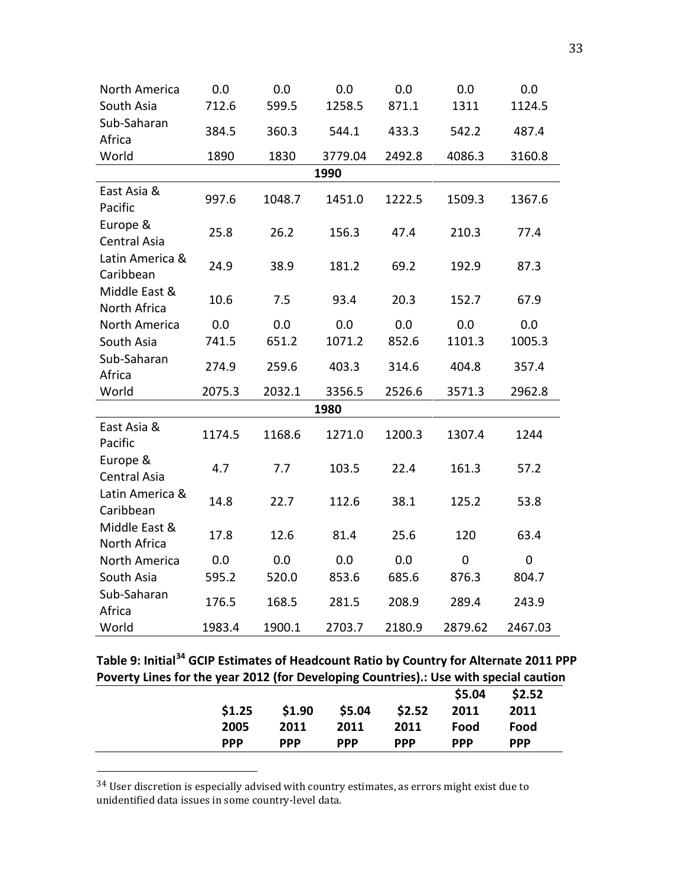| | | | | | | |
|---|---|---|---|---|---|---|
| North America | 0.0 | 0.0 | 0.0 | 0.0 | 0.0 | 0.0 |
| South Asia | 712.6 | 599.5 | 1258.5 | 871.1 | 1311 | 1124.5 |
| Sub-Saharan Africa | 384.5 | 360.3 | 544.1 | 433.3 | 542.2 | 487.4 |
| World | 1890 | 1830 | 3779.04 | 2492.8 | 4086.3 | 3160.8 |
| | | | **1990** | | | |
| East Asia & Pacific | 997.6 | 1048.7 | 1451.0 | 1222.5 | 1509.3 | 1367.6 |
| Europe & Central Asia | 25.8 | 26.2 | 156.3 | 47.4 | 210.3 | 77.4 |
| Latin America & Caribbean | 24.9 | 38.9 | 181.2 | 69.2 | 192.9 | 87.3 |
| Middle East & North Africa | 10.6 | 7.5 | 93.4 | 20.3 | 152.7 | 67.9 |
| North America | 0.0 | 0.0 | 0.0 | 0.0 | 0.0 | 0.0 |
| South Asia | 741.5 | 651.2 | 1071.2 | 852.6 | 1101.3 | 1005.3 |
| Sub-Saharan Africa | 274.9 | 259.6 | 403.3 | 314.6 | 404.8 | 357.4 |
| World | 2075.3 | 2032.1 | 3356.5 | 2526.6 | 3571.3 | 2962.8 |
| | | | **1980** | | | |
| East Asia & Pacific | 1174.5 | 1168.6 | 1271.0 | 1200.3 | 1307.4 | 1244 |
| Europe & Central Asia | 4.7 | 7.7 | 103.5 | 22.4 | 161.3 | 57.2 |
| Latin America & Caribbean | 14.8 | 22.7 | 112.6 | 38.1 | 125.2 | 53.8 |
| Middle East & North Africa | 17.8 | 12.6 | 81.4 | 25.6 | 120 | 63.4 |
| North America | 0.0 | 0.0 | 0.0 | 0.0 | 0 | 0 |
| South Asia | 595.2 | 520.0 | 853.6 | 685.6 | 876.3 | 804.7 |
| Sub-Saharan Africa | 176.5 | 168.5 | 281.5 | 208.9 | 289.4 | 243.9 |
| World | 1983.4 | 1900.1 | 2703.7 | 2180.9 | 2879.62 | 2467.03 |

**Table 9: Initial[34] GCIP Estimates of Headcount Ratio by Country for Alternate 2011 PPP Poverty Lines for the year 2012 (for Developing Countries).: Use with special caution**

| | \$1.25 2005 PPP | \$1.90 2011 PPP | \$5.04 2011 PPP | \$2.52 2011 PPP | \$5.04 2011 Food PPP | \$2.52 2011 Food PPP |
|---|---|---|---|---|---|---|

[34] User discretion is especially advised with country estimates, as errors might exist due to unidentified data issues in some country-level data.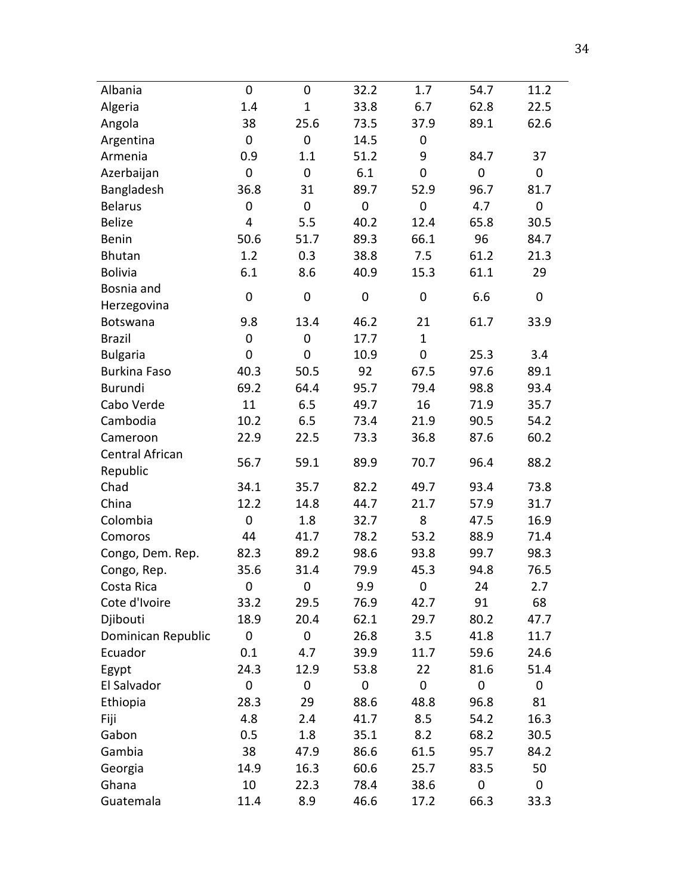| | | | | | | |
|---|---|---|---|---|---|---|
| Albania | 0 | 0 | 32.2 | 1.7 | 54.7 | 11.2 |
| Algeria | 1.4 | 1 | 33.8 | 6.7 | 62.8 | 22.5 |
| Angola | 38 | 25.6 | 73.5 | 37.9 | 89.1 | 62.6 |
| Argentina | 0 | 0 | 14.5 | 0 | | |
| Armenia | 0.9 | 1.1 | 51.2 | 9 | 84.7 | 37 |
| Azerbaijan | 0 | 0 | 6.1 | 0 | 0 | 0 |
| Bangladesh | 36.8 | 31 | 89.7 | 52.9 | 96.7 | 81.7 |
| Belarus | 0 | 0 | 0 | 0 | 4.7 | 0 |
| Belize | 4 | 5.5 | 40.2 | 12.4 | 65.8 | 30.5 |
| Benin | 50.6 | 51.7 | 89.3 | 66.1 | 96 | 84.7 |
| Bhutan | 1.2 | 0.3 | 38.8 | 7.5 | 61.2 | 21.3 |
| Bolivia | 6.1 | 8.6 | 40.9 | 15.3 | 61.1 | 29 |
| Bosnia and Herzegovina | 0 | 0 | 0 | 0 | 6.6 | 0 |
| Botswana | 9.8 | 13.4 | 46.2 | 21 | 61.7 | 33.9 |
| Brazil | 0 | 0 | 17.7 | 1 | | |
| Bulgaria | 0 | 0 | 10.9 | 0 | 25.3 | 3.4 |
| Burkina Faso | 40.3 | 50.5 | 92 | 67.5 | 97.6 | 89.1 |
| Burundi | 69.2 | 64.4 | 95.7 | 79.4 | 98.8 | 93.4 |
| Cabo Verde | 11 | 6.5 | 49.7 | 16 | 71.9 | 35.7 |
| Cambodia | 10.2 | 6.5 | 73.4 | 21.9 | 90.5 | 54.2 |
| Cameroon | 22.9 | 22.5 | 73.3 | 36.8 | 87.6 | 60.2 |
| Central African Republic | 56.7 | 59.1 | 89.9 | 70.7 | 96.4 | 88.2 |
| Chad | 34.1 | 35.7 | 82.2 | 49.7 | 93.4 | 73.8 |
| China | 12.2 | 14.8 | 44.7 | 21.7 | 57.9 | 31.7 |
| Colombia | 0 | 1.8 | 32.7 | 8 | 47.5 | 16.9 |
| Comoros | 44 | 41.7 | 78.2 | 53.2 | 88.9 | 71.4 |
| Congo, Dem. Rep. | 82.3 | 89.2 | 98.6 | 93.8 | 99.7 | 98.3 |
| Congo, Rep. | 35.6 | 31.4 | 79.9 | 45.3 | 94.8 | 76.5 |
| Costa Rica | 0 | 0 | 9.9 | 0 | 24 | 2.7 |
| Cote d'Ivoire | 33.2 | 29.5 | 76.9 | 42.7 | 91 | 68 |
| Djibouti | 18.9 | 20.4 | 62.1 | 29.7 | 80.2 | 47.7 |
| Dominican Republic | 0 | 0 | 26.8 | 3.5 | 41.8 | 11.7 |
| Ecuador | 0.1 | 4.7 | 39.9 | 11.7 | 59.6 | 24.6 |
| Egypt | 24.3 | 12.9 | 53.8 | 22 | 81.6 | 51.4 |
| El Salvador | 0 | 0 | 0 | 0 | 0 | 0 |
| Ethiopia | 28.3 | 29 | 88.6 | 48.8 | 96.8 | 81 |
| Fiji | 4.8 | 2.4 | 41.7 | 8.5 | 54.2 | 16.3 |
| Gabon | 0.5 | 1.8 | 35.1 | 8.2 | 68.2 | 30.5 |
| Gambia | 38 | 47.9 | 86.6 | 61.5 | 95.7 | 84.2 |
| Georgia | 14.9 | 16.3 | 60.6 | 25.7 | 83.5 | 50 |
| Ghana | 10 | 22.3 | 78.4 | 38.6 | 0 | 0 |
| Guatemala | 11.4 | 8.9 | 46.6 | 17.2 | 66.3 | 33.3 |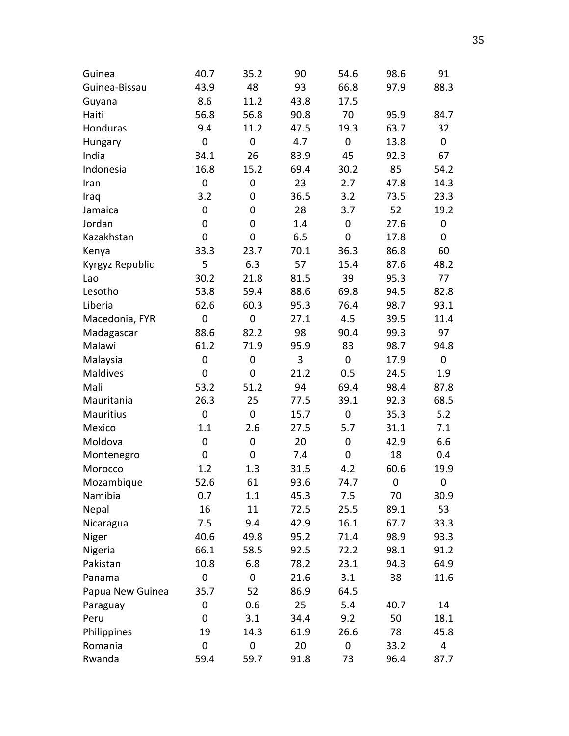| | | | | | | |
|---|---|---|---|---|---|---|
| Guinea | 40.7 | 35.2 | 90 | 54.6 | 98.6 | 91 |
| Guinea-Bissau | 43.9 | 48 | 93 | 66.8 | 97.9 | 88.3 |
| Guyana | 8.6 | 11.2 | 43.8 | 17.5 | | |
| Haiti | 56.8 | 56.8 | 90.8 | 70 | 95.9 | 84.7 |
| Honduras | 9.4 | 11.2 | 47.5 | 19.3 | 63.7 | 32 |
| Hungary | 0 | 0 | 4.7 | 0 | 13.8 | 0 |
| India | 34.1 | 26 | 83.9 | 45 | 92.3 | 67 |
| Indonesia | 16.8 | 15.2 | 69.4 | 30.2 | 85 | 54.2 |
| Iran | 0 | 0 | 23 | 2.7 | 47.8 | 14.3 |
| Iraq | 3.2 | 0 | 36.5 | 3.2 | 73.5 | 23.3 |
| Jamaica | 0 | 0 | 28 | 3.7 | 52 | 19.2 |
| Jordan | 0 | 0 | 1.4 | 0 | 27.6 | 0 |
| Kazakhstan | 0 | 0 | 6.5 | 0 | 17.8 | 0 |
| Kenya | 33.3 | 23.7 | 70.1 | 36.3 | 86.8 | 60 |
| Kyrgyz Republic | 5 | 6.3 | 57 | 15.4 | 87.6 | 48.2 |
| Lao | 30.2 | 21.8 | 81.5 | 39 | 95.3 | 77 |
| Lesotho | 53.8 | 59.4 | 88.6 | 69.8 | 94.5 | 82.8 |
| Liberia | 62.6 | 60.3 | 95.3 | 76.4 | 98.7 | 93.1 |
| Macedonia, FYR | 0 | 0 | 27.1 | 4.5 | 39.5 | 11.4 |
| Madagascar | 88.6 | 82.2 | 98 | 90.4 | 99.3 | 97 |
| Malawi | 61.2 | 71.9 | 95.9 | 83 | 98.7 | 94.8 |
| Malaysia | 0 | 0 | 3 | 0 | 17.9 | 0 |
| Maldives | 0 | 0 | 21.2 | 0.5 | 24.5 | 1.9 |
| Mali | 53.2 | 51.2 | 94 | 69.4 | 98.4 | 87.8 |
| Mauritania | 26.3 | 25 | 77.5 | 39.1 | 92.3 | 68.5 |
| Mauritius | 0 | 0 | 15.7 | 0 | 35.3 | 5.2 |
| Mexico | 1.1 | 2.6 | 27.5 | 5.7 | 31.1 | 7.1 |
| Moldova | 0 | 0 | 20 | 0 | 42.9 | 6.6 |
| Montenegro | 0 | 0 | 7.4 | 0 | 18 | 0.4 |
| Morocco | 1.2 | 1.3 | 31.5 | 4.2 | 60.6 | 19.9 |
| Mozambique | 52.6 | 61 | 93.6 | 74.7 | 0 | 0 |
| Namibia | 0.7 | 1.1 | 45.3 | 7.5 | 70 | 30.9 |
| Nepal | 16 | 11 | 72.5 | 25.5 | 89.1 | 53 |
| Nicaragua | 7.5 | 9.4 | 42.9 | 16.1 | 67.7 | 33.3 |
| Niger | 40.6 | 49.8 | 95.2 | 71.4 | 98.9 | 93.3 |
| Nigeria | 66.1 | 58.5 | 92.5 | 72.2 | 98.1 | 91.2 |
| Pakistan | 10.8 | 6.8 | 78.2 | 23.1 | 94.3 | 64.9 |
| Panama | 0 | 0 | 21.6 | 3.1 | 38 | 11.6 |
| Papua New Guinea | 35.7 | 52 | 86.9 | 64.5 | | |
| Paraguay | 0 | 0.6 | 25 | 5.4 | 40.7 | 14 |
| Peru | 0 | 3.1 | 34.4 | 9.2 | 50 | 18.1 |
| Philippines | 19 | 14.3 | 61.9 | 26.6 | 78 | 45.8 |
| Romania | 0 | 0 | 20 | 0 | 33.2 | 4 |
| Rwanda | 59.4 | 59.7 | 91.8 | 73 | 96.4 | 87.7 |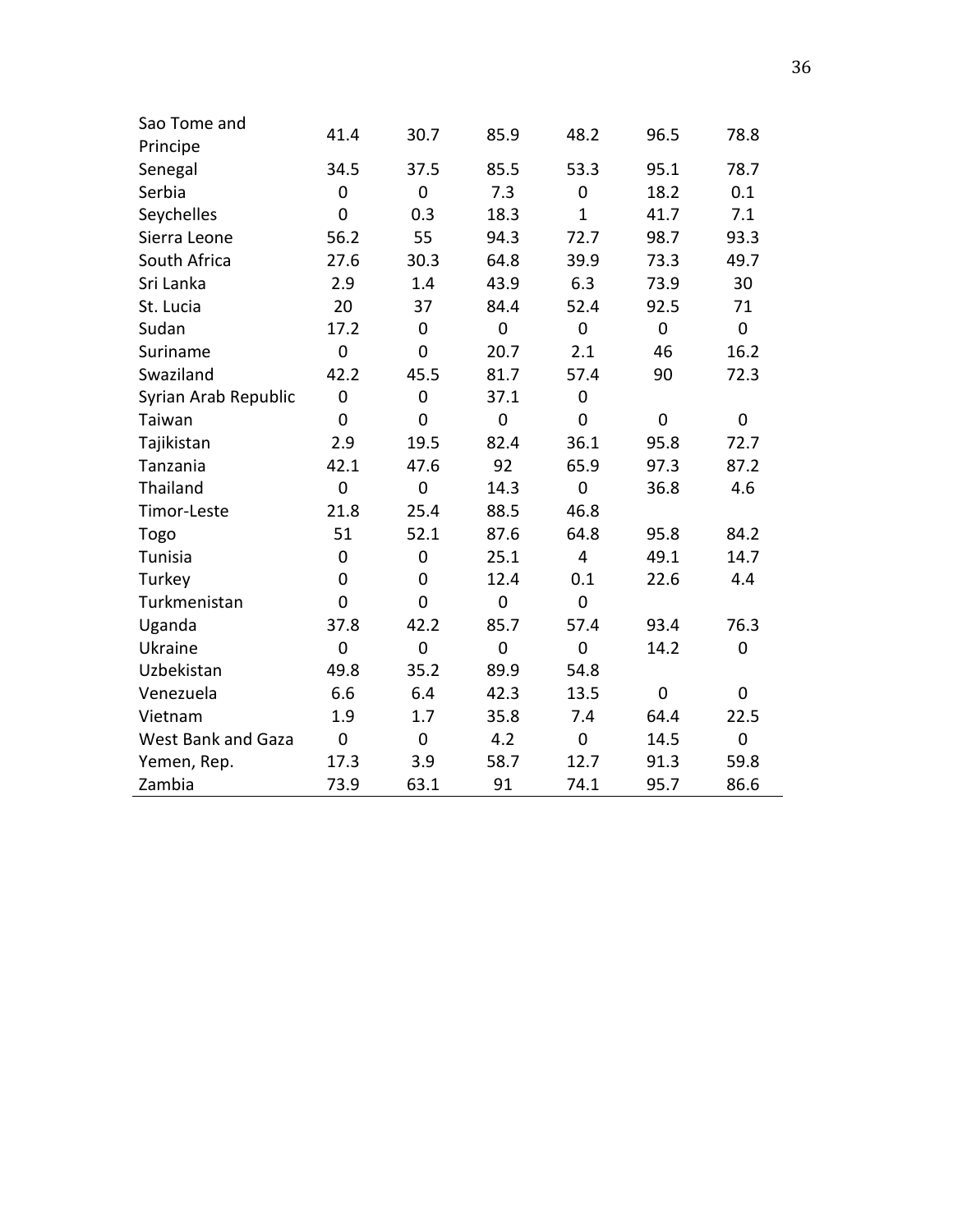| | | | | | | |
|---|---|---|---|---|---|---|
| Sao Tome and Principe | 41.4 | 30.7 | 85.9 | 48.2 | 96.5 | 78.8 |
| Senegal | 34.5 | 37.5 | 85.5 | 53.3 | 95.1 | 78.7 |
| Serbia | 0 | 0 | 7.3 | 0 | 18.2 | 0.1 |
| Seychelles | 0 | 0.3 | 18.3 | 1 | 41.7 | 7.1 |
| Sierra Leone | 56.2 | 55 | 94.3 | 72.7 | 98.7 | 93.3 |
| South Africa | 27.6 | 30.3 | 64.8 | 39.9 | 73.3 | 49.7 |
| Sri Lanka | 2.9 | 1.4 | 43.9 | 6.3 | 73.9 | 30 |
| St. Lucia | 20 | 37 | 84.4 | 52.4 | 92.5 | 71 |
| Sudan | 17.2 | 0 | 0 | 0 | 0 | 0 |
| Suriname | 0 | 0 | 20.7 | 2.1 | 46 | 16.2 |
| Swaziland | 42.2 | 45.5 | 81.7 | 57.4 | 90 | 72.3 |
| Syrian Arab Republic | 0 | 0 | 37.1 | 0 | | |
| Taiwan | 0 | 0 | 0 | 0 | 0 | 0 |
| Tajikistan | 2.9 | 19.5 | 82.4 | 36.1 | 95.8 | 72.7 |
| Tanzania | 42.1 | 47.6 | 92 | 65.9 | 97.3 | 87.2 |
| Thailand | 0 | 0 | 14.3 | 0 | 36.8 | 4.6 |
| Timor-Leste | 21.8 | 25.4 | 88.5 | 46.8 | | |
| Togo | 51 | 52.1 | 87.6 | 64.8 | 95.8 | 84.2 |
| Tunisia | 0 | 0 | 25.1 | 4 | 49.1 | 14.7 |
| Turkey | 0 | 0 | 12.4 | 0.1 | 22.6 | 4.4 |
| Turkmenistan | 0 | 0 | 0 | 0 | | |
| Uganda | 37.8 | 42.2 | 85.7 | 57.4 | 93.4 | 76.3 |
| Ukraine | 0 | 0 | 0 | 0 | 14.2 | 0 |
| Uzbekistan | 49.8 | 35.2 | 89.9 | 54.8 | | |
| Venezuela | 6.6 | 6.4 | 42.3 | 13.5 | 0 | 0 |
| Vietnam | 1.9 | 1.7 | 35.8 | 7.4 | 64.4 | 22.5 |
| West Bank and Gaza | 0 | 0 | 4.2 | 0 | 14.5 | 0 |
| Yemen, Rep. | 17.3 | 3.9 | 58.7 | 12.7 | 91.3 | 59.8 |
| Zambia | 73.9 | 63.1 | 91 | 74.1 | 95.7 | 86.6 |